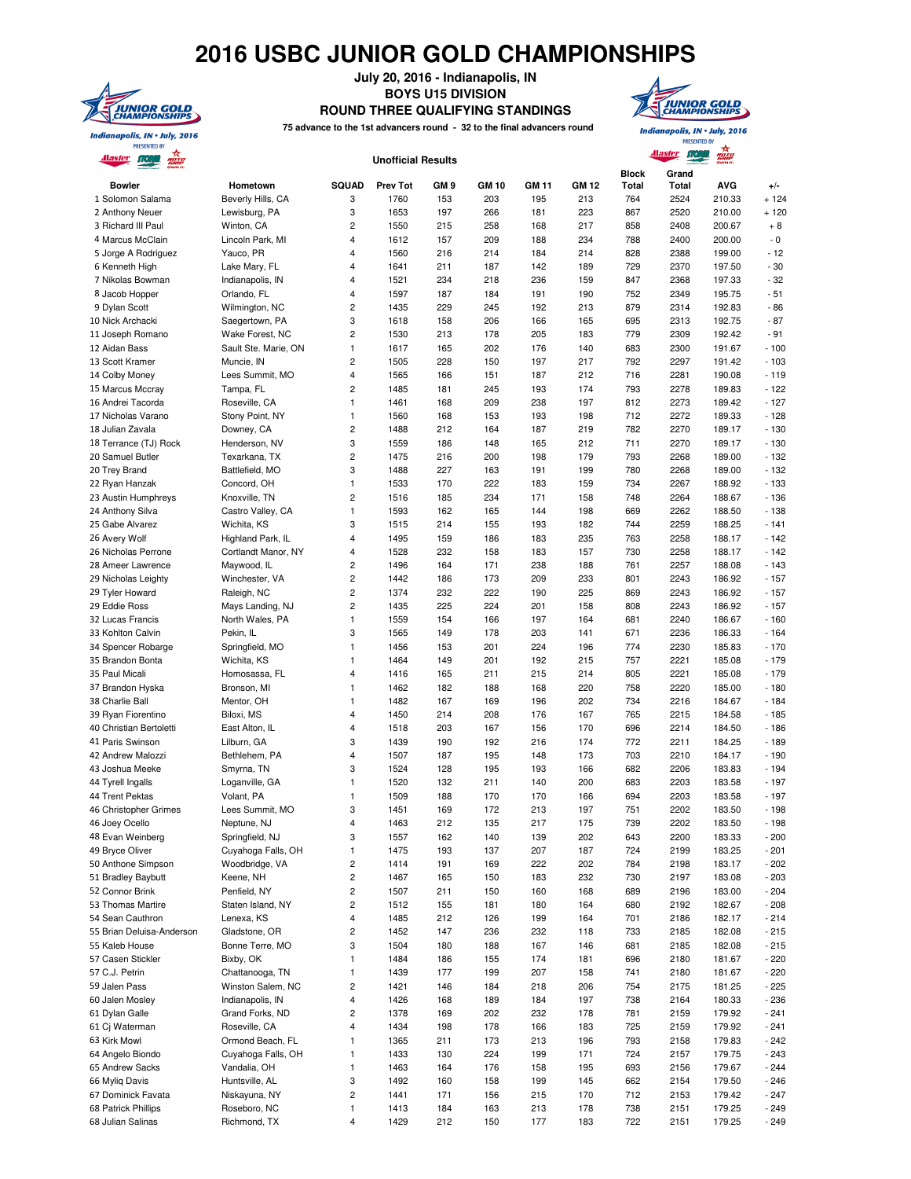# 2016 USBC JUNIOR GOLD CHAMPIONSHIPS

**July 20, 2016 - Indianapolis, IN**

**BOYS U15 DIVISION**

**ROUND THREE QUALIFYING STANDINGS**

**75 advance to the 1st advancers round - 32 to the final advancers round**

**Unofficial Results**

| Bowler | Hometown | SQUAD | Prev Tot | GM 9 | GM 10 | GM 11 | GM 12 | Block Total | Grand Total | AVG | +/- |
|---|---|---|---|---|---|---|---|---|---|---|---|
| 1 Solomon Salama | Beverly Hills, CA | 3 | 1760 | 153 | 203 | 195 | 213 | 764 | 2524 | 210.33 | + 124 |
| 2 Anthony Neuer | Lewisburg, PA | 3 | 1653 | 197 | 266 | 181 | 223 | 867 | 2520 | 210.00 | + 120 |
| 3 Richard III Paul | Winton, CA | 2 | 1550 | 215 | 258 | 168 | 217 | 858 | 2408 | 200.67 | + 8 |
| 4 Marcus McClain | Lincoln Park, MI | 4 | 1612 | 157 | 209 | 188 | 234 | 788 | 2400 | 200.00 | - 0 |
| 5 Jorge A Rodriguez | Yauco, PR | 4 | 1560 | 216 | 214 | 184 | 214 | 828 | 2388 | 199.00 | - 12 |
| 6 Kenneth High | Lake Mary, FL | 4 | 1641 | 211 | 187 | 142 | 189 | 729 | 2370 | 197.50 | - 30 |
| 7 Nikolas Bowman | Indianapolis, IN | 4 | 1521 | 234 | 218 | 236 | 159 | 847 | 2368 | 197.33 | - 32 |
| 8 Jacob Hopper | Orlando, FL | 4 | 1597 | 187 | 184 | 191 | 190 | 752 | 2349 | 195.75 | - 51 |
| 9 Dylan Scott | Wilmington, NC | 2 | 1435 | 229 | 245 | 192 | 213 | 879 | 2314 | 192.83 | - 86 |
| 10 Nick Archacki | Saegertown, PA | 3 | 1618 | 158 | 206 | 166 | 165 | 695 | 2313 | 192.75 | - 87 |
| 11 Joseph Romano | Wake Forest, NC | 2 | 1530 | 213 | 178 | 205 | 183 | 779 | 2309 | 192.42 | - 91 |
| 12 Aidan Bass | Sault Ste. Marie, ON | 1 | 1617 | 165 | 202 | 176 | 140 | 683 | 2300 | 191.67 | - 100 |
| 13 Scott Kramer | Muncie, IN | 2 | 1505 | 228 | 150 | 197 | 217 | 792 | 2297 | 191.42 | - 103 |
| 14 Colby Money | Lees Summit, MO | 4 | 1565 | 166 | 151 | 187 | 212 | 716 | 2281 | 190.08 | - 119 |
| 15 Marcus Mccray | Tampa, FL | 2 | 1485 | 181 | 245 | 193 | 174 | 793 | 2278 | 189.83 | - 122 |
| 16 Andrei Tacorda | Roseville, CA | 1 | 1461 | 168 | 209 | 238 | 197 | 812 | 2273 | 189.42 | - 127 |
| 17 Nicholas Varano | Stony Point, NY | 1 | 1560 | 168 | 153 | 193 | 198 | 712 | 2272 | 189.33 | - 128 |
| 18 Julian Zavala | Downey, CA | 2 | 1488 | 212 | 164 | 187 | 219 | 782 | 2270 | 189.17 | - 130 |
| 18 Terrance (TJ) Rock | Henderson, NV | 3 | 1559 | 186 | 148 | 165 | 212 | 711 | 2270 | 189.17 | - 130 |
| 20 Samuel Butler | Texarkana, TX | 2 | 1475 | 216 | 200 | 198 | 179 | 793 | 2268 | 189.00 | - 132 |
| 20 Trey Brand | Battlefield, MO | 3 | 1488 | 227 | 163 | 191 | 199 | 780 | 2268 | 189.00 | - 132 |
| 22 Ryan Hanzak | Concord, OH | 1 | 1533 | 170 | 222 | 183 | 159 | 734 | 2267 | 188.92 | - 133 |
| 23 Austin Humphreys | Knoxville, TN | 2 | 1516 | 185 | 234 | 171 | 158 | 748 | 2264 | 188.67 | - 136 |
| 24 Anthony Silva | Castro Valley, CA | 1 | 1593 | 162 | 165 | 144 | 198 | 669 | 2262 | 188.50 | - 138 |
| 25 Gabe Alvarez | Wichita, KS | 3 | 1515 | 214 | 155 | 193 | 182 | 744 | 2259 | 188.25 | - 141 |
| 26 Avery Wolf | Highland Park, IL | 4 | 1495 | 159 | 186 | 183 | 235 | 763 | 2258 | 188.17 | - 142 |
| 26 Nicholas Perrone | Cortlandt Manor, NY | 4 | 1528 | 232 | 158 | 183 | 157 | 730 | 2258 | 188.17 | - 142 |
| 28 Ameer Lawrence | Maywood, IL | 2 | 1496 | 164 | 171 | 238 | 188 | 761 | 2257 | 188.08 | - 143 |
| 29 Nicholas Leighty | Winchester, VA | 2 | 1442 | 186 | 173 | 209 | 233 | 801 | 2243 | 186.92 | - 157 |
| 29 Tyler Howard | Raleigh, NC | 2 | 1374 | 232 | 222 | 190 | 225 | 869 | 2243 | 186.92 | - 157 |
| 29 Eddie Ross | Mays Landing, NJ | 2 | 1435 | 225 | 224 | 201 | 158 | 808 | 2243 | 186.92 | - 157 |
| 32 Lucas Francis | North Wales, PA | 1 | 1559 | 154 | 166 | 197 | 164 | 681 | 2240 | 186.67 | - 160 |
| 33 Kohlton Calvin | Pekin, IL | 3 | 1565 | 149 | 178 | 203 | 141 | 671 | 2236 | 186.33 | - 164 |
| 34 Spencer Robarge | Springfield, MO | 1 | 1456 | 153 | 201 | 224 | 196 | 774 | 2230 | 185.83 | - 170 |
| 35 Brandon Bonta | Wichita, KS | 1 | 1464 | 149 | 201 | 192 | 215 | 757 | 2221 | 185.08 | - 179 |
| 35 Paul Micali | Homosassa, FL | 4 | 1416 | 165 | 211 | 215 | 214 | 805 | 2221 | 185.08 | - 179 |
| 37 Brandon Hyska | Bronson, MI | 1 | 1462 | 182 | 188 | 168 | 220 | 758 | 2220 | 185.00 | - 180 |
| 38 Charlie Ball | Mentor, OH | 1 | 1482 | 167 | 169 | 196 | 202 | 734 | 2216 | 184.67 | - 184 |
| 39 Ryan Fiorentino | Biloxi, MS | 4 | 1450 | 214 | 208 | 176 | 167 | 765 | 2215 | 184.58 | - 185 |
| 40 Christian Bertoletti | East Alton, IL | 4 | 1518 | 203 | 167 | 156 | 170 | 696 | 2214 | 184.50 | - 186 |
| 41 Paris Swinson | Lilburn, GA | 3 | 1439 | 190 | 192 | 216 | 174 | 772 | 2211 | 184.25 | - 189 |
| 42 Andrew Malozzi | Bethlehem, PA | 4 | 1507 | 187 | 195 | 148 | 173 | 703 | 2210 | 184.17 | - 190 |
| 43 Joshua Meeke | Smyrna, TN | 3 | 1524 | 128 | 195 | 193 | 166 | 682 | 2206 | 183.83 | - 194 |
| 44 Tyrell Ingalls | Loganville, GA | 1 | 1520 | 132 | 211 | 140 | 200 | 683 | 2203 | 183.58 | - 197 |
| 44 Trent Pektas | Volant, PA | 1 | 1509 | 188 | 170 | 170 | 166 | 694 | 2203 | 183.58 | - 197 |
| 46 Christopher Grimes | Lees Summit, MO | 3 | 1451 | 169 | 172 | 213 | 197 | 751 | 2202 | 183.50 | - 198 |
| 46 Joey Ocello | Neptune, NJ | 4 | 1463 | 212 | 135 | 217 | 175 | 739 | 2202 | 183.50 | - 198 |
| 48 Evan Weinberg | Springfield, NJ | 3 | 1557 | 162 | 140 | 139 | 202 | 643 | 2200 | 183.33 | - 200 |
| 49 Bryce Oliver | Cuyahoga Falls, OH | 1 | 1475 | 193 | 137 | 207 | 187 | 724 | 2199 | 183.25 | - 201 |
| 50 Anthone Simpson | Woodbridge, VA | 2 | 1414 | 191 | 169 | 222 | 202 | 784 | 2198 | 183.17 | - 202 |
| 51 Bradley Baybutt | Keene, NH | 2 | 1467 | 165 | 150 | 183 | 232 | 730 | 2197 | 183.08 | - 203 |
| 52 Connor Brink | Penfield, NY | 2 | 1507 | 211 | 150 | 160 | 168 | 689 | 2196 | 183.00 | - 204 |
| 53 Thomas Martire | Staten Island, NY | 2 | 1512 | 155 | 181 | 180 | 164 | 680 | 2192 | 182.67 | - 208 |
| 54 Sean Cauthron | Lenexa, KS | 4 | 1485 | 212 | 126 | 199 | 164 | 701 | 2186 | 182.17 | - 214 |
| 55 Brian Deluisa-Anderson | Gladstone, OR | 2 | 1452 | 147 | 236 | 232 | 118 | 733 | 2185 | 182.08 | - 215 |
| 55 Kaleb House | Bonne Terre, MO | 3 | 1504 | 180 | 188 | 167 | 146 | 681 | 2185 | 182.08 | - 215 |
| 57 Casen Stickler | Bixby, OK | 1 | 1484 | 186 | 155 | 174 | 181 | 696 | 2180 | 181.67 | - 220 |
| 57 C.J. Petrin | Chattanooga, TN | 1 | 1439 | 177 | 199 | 207 | 158 | 741 | 2180 | 181.67 | - 220 |
| 59 Jalen Pass | Winston Salem, NC | 2 | 1421 | 146 | 184 | 218 | 206 | 754 | 2175 | 181.25 | - 225 |
| 60 Jalen Mosley | Indianapolis, IN | 4 | 1426 | 168 | 189 | 184 | 197 | 738 | 2164 | 180.33 | - 236 |
| 61 Dylan Galle | Grand Forks, ND | 2 | 1378 | 169 | 202 | 232 | 178 | 781 | 2159 | 179.92 | - 241 |
| 61 Cj Waterman | Roseville, CA | 4 | 1434 | 198 | 178 | 166 | 183 | 725 | 2159 | 179.92 | - 241 |
| 63 Kirk Mowl | Ormond Beach, FL | 1 | 1365 | 211 | 173 | 213 | 196 | 793 | 2158 | 179.83 | - 242 |
| 64 Angelo Biondo | Cuyahoga Falls, OH | 1 | 1433 | 130 | 224 | 199 | 171 | 724 | 2157 | 179.75 | - 243 |
| 65 Andrew Sacks | Vandalia, OH | 1 | 1463 | 164 | 176 | 158 | 195 | 693 | 2156 | 179.67 | - 244 |
| 66 Myliq Davis | Huntsville, AL | 3 | 1492 | 160 | 158 | 199 | 145 | 662 | 2154 | 179.50 | - 246 |
| 67 Dominick Favata | Niskayuna, NY | 2 | 1441 | 171 | 156 | 215 | 170 | 712 | 2153 | 179.42 | - 247 |
| 68 Patrick Phillips | Roseboro, NC | 1 | 1413 | 184 | 163 | 213 | 178 | 738 | 2151 | 179.25 | - 249 |
| 68 Julian Salinas | Richmond, TX | 4 | 1429 | 212 | 150 | 177 | 183 | 722 | 2151 | 179.25 | - 249 |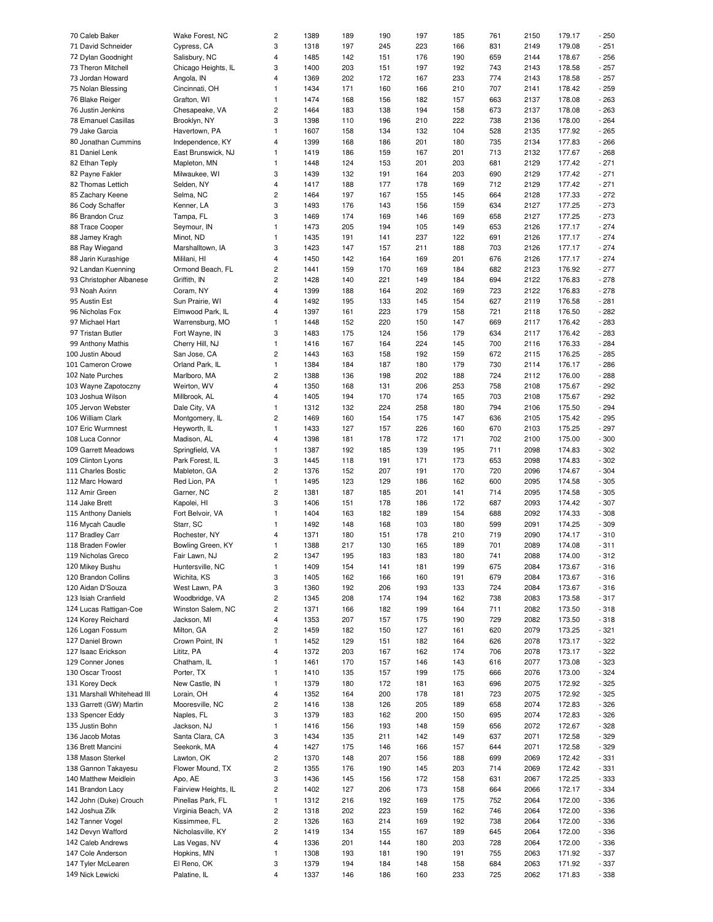| | | | | | | | | | | | |
|---|---|---|---|---|---|---|---|---|---|---|---|
| 70 Caleb Baker | Wake Forest, NC | 2 | 1389 | 189 | 190 | 197 | 185 | 761 | 2150 | 179.17 | - 250 |
| 71 David Schneider | Cypress, CA | 3 | 1318 | 197 | 245 | 223 | 166 | 831 | 2149 | 179.08 | - 251 |
| 72 Dylan Goodnight | Salisbury, NC | 4 | 1485 | 142 | 151 | 176 | 190 | 659 | 2144 | 178.67 | - 256 |
| 73 Theron Mitchell | Chicago Heights, IL | 3 | 1400 | 203 | 151 | 197 | 192 | 743 | 2143 | 178.58 | - 257 |
| 73 Jordan Howard | Angola, IN | 4 | 1369 | 202 | 172 | 167 | 233 | 774 | 2143 | 178.58 | - 257 |
| 75 Nolan Blessing | Cincinnati, OH | 1 | 1434 | 171 | 160 | 166 | 210 | 707 | 2141 | 178.42 | - 259 |
| 76 Blake Reiger | Grafton, WI | 1 | 1474 | 168 | 156 | 182 | 157 | 663 | 2137 | 178.08 | - 263 |
| 76 Justin Jenkins | Chesapeake, VA | 2 | 1464 | 183 | 138 | 194 | 158 | 673 | 2137 | 178.08 | - 263 |
| 78 Emanuel Casillas | Brooklyn, NY | 3 | 1398 | 110 | 196 | 210 | 222 | 738 | 2136 | 178.00 | - 264 |
| 79 Jake Garcia | Havertown, PA | 1 | 1607 | 158 | 134 | 132 | 104 | 528 | 2135 | 177.92 | - 265 |
| 80 Jonathan Cummins | Independence, KY | 4 | 1399 | 168 | 186 | 201 | 180 | 735 | 2134 | 177.83 | - 266 |
| 81 Daniel Lenk | East Brunswick, NJ | 1 | 1419 | 186 | 159 | 167 | 201 | 713 | 2132 | 177.67 | - 268 |
| 82 Ethan Teply | Mapleton, MN | 1 | 1448 | 124 | 153 | 201 | 203 | 681 | 2129 | 177.42 | - 271 |
| 82 Payne Fakler | Milwaukee, WI | 3 | 1439 | 132 | 191 | 164 | 203 | 690 | 2129 | 177.42 | - 271 |
| 82 Thomas Lettich | Selden, NY | 4 | 1417 | 188 | 177 | 178 | 169 | 712 | 2129 | 177.42 | - 271 |
| 85 Zachary Keene | Selma, NC | 2 | 1464 | 197 | 167 | 155 | 145 | 664 | 2128 | 177.33 | - 272 |
| 86 Cody Schaffer | Kenner, LA | 3 | 1493 | 176 | 143 | 156 | 159 | 634 | 2127 | 177.25 | - 273 |
| 86 Brandon Cruz | Tampa, FL | 3 | 1469 | 174 | 169 | 146 | 169 | 658 | 2127 | 177.25 | - 273 |
| 88 Trace Cooper | Seymour, IN | 1 | 1473 | 205 | 194 | 105 | 149 | 653 | 2126 | 177.17 | - 274 |
| 88 Jamey Kragh | Minot, ND | 1 | 1435 | 191 | 141 | 237 | 122 | 691 | 2126 | 177.17 | - 274 |
| 88 Ray Wiegand | Marshalltown, IA | 3 | 1423 | 147 | 157 | 211 | 188 | 703 | 2126 | 177.17 | - 274 |
| 88 Jarin Kurashige | Mililani, HI | 4 | 1450 | 142 | 164 | 169 | 201 | 676 | 2126 | 177.17 | - 274 |
| 92 Landan Kuenning | Ormond Beach, FL | 2 | 1441 | 159 | 170 | 169 | 184 | 682 | 2123 | 176.92 | - 277 |
| 93 Christopher Albanese | Griffith, IN | 2 | 1428 | 140 | 221 | 149 | 184 | 694 | 2122 | 176.83 | - 278 |
| 93 Noah Axinn | Coram, NY | 4 | 1399 | 188 | 164 | 202 | 169 | 723 | 2122 | 176.83 | - 278 |
| 95 Austin Est | Sun Prairie, WI | 4 | 1492 | 195 | 133 | 145 | 154 | 627 | 2119 | 176.58 | - 281 |
| 96 Nicholas Fox | Elmwood Park, IL | 4 | 1397 | 161 | 223 | 179 | 158 | 721 | 2118 | 176.50 | - 282 |
| 97 Michael Hart | Warrensburg, MO | 1 | 1448 | 152 | 220 | 150 | 147 | 669 | 2117 | 176.42 | - 283 |
| 97 Tristan Butler | Fort Wayne, IN | 3 | 1483 | 175 | 124 | 156 | 179 | 634 | 2117 | 176.42 | - 283 |
| 99 Anthony Mathis | Cherry Hill, NJ | 1 | 1416 | 167 | 164 | 224 | 145 | 700 | 2116 | 176.33 | - 284 |
| 100 Justin Aboud | San Jose, CA | 2 | 1443 | 163 | 158 | 192 | 159 | 672 | 2115 | 176.25 | - 285 |
| 101 Cameron Crowe | Orland Park, IL | 1 | 1384 | 184 | 187 | 180 | 179 | 730 | 2114 | 176.17 | - 286 |
| 102 Nate Purches | Marlboro, MA | 2 | 1388 | 136 | 198 | 202 | 188 | 724 | 2112 | 176.00 | - 288 |
| 103 Wayne Zapotoczny | Weirton, WV | 4 | 1350 | 168 | 131 | 206 | 253 | 758 | 2108 | 175.67 | - 292 |
| 103 Joshua Wilson | Millbrook, AL | 4 | 1405 | 194 | 170 | 174 | 165 | 703 | 2108 | 175.67 | - 292 |
| 105 Jervon Webster | Dale City, VA | 1 | 1312 | 132 | 224 | 258 | 180 | 794 | 2106 | 175.50 | - 294 |
| 106 William Clark | Montgomery, IL | 2 | 1469 | 160 | 154 | 175 | 147 | 636 | 2105 | 175.42 | - 295 |
| 107 Eric Wurmnest | Heyworth, IL | 1 | 1433 | 127 | 157 | 226 | 160 | 670 | 2103 | 175.25 | - 297 |
| 108 Luca Connor | Madison, AL | 4 | 1398 | 181 | 178 | 172 | 171 | 702 | 2100 | 175.00 | - 300 |
| 109 Garrett Meadows | Springfield, VA | 1 | 1387 | 192 | 185 | 139 | 195 | 711 | 2098 | 174.83 | - 302 |
| 109 Clinton Lyons | Park Forest, IL | 3 | 1445 | 118 | 191 | 171 | 173 | 653 | 2098 | 174.83 | - 302 |
| 111 Charles Bostic | Mableton, GA | 2 | 1376 | 152 | 207 | 191 | 170 | 720 | 2096 | 174.67 | - 304 |
| 112 Marc Howard | Red Lion, PA | 1 | 1495 | 123 | 129 | 186 | 162 | 600 | 2095 | 174.58 | - 305 |
| 112 Amir Green | Garner, NC | 2 | 1381 | 187 | 185 | 201 | 141 | 714 | 2095 | 174.58 | - 305 |
| 114 Jake Brett | Kapolei, HI | 3 | 1406 | 151 | 178 | 186 | 172 | 687 | 2093 | 174.42 | - 307 |
| 115 Anthony Daniels | Fort Belvoir, VA | 1 | 1404 | 163 | 182 | 189 | 154 | 688 | 2092 | 174.33 | - 308 |
| 116 Mycah Caudle | Starr, SC | 1 | 1492 | 148 | 168 | 103 | 180 | 599 | 2091 | 174.25 | - 309 |
| 117 Bradley Carr | Rochester, NY | 4 | 1371 | 180 | 151 | 178 | 210 | 719 | 2090 | 174.17 | - 310 |
| 118 Braden Fowler | Bowling Green, KY | 1 | 1388 | 217 | 130 | 165 | 189 | 701 | 2089 | 174.08 | - 311 |
| 119 Nicholas Greco | Fair Lawn, NJ | 2 | 1347 | 195 | 183 | 183 | 180 | 741 | 2088 | 174.00 | - 312 |
| 120 Mikey Bushu | Huntersville, NC | 1 | 1409 | 154 | 141 | 181 | 199 | 675 | 2084 | 173.67 | - 316 |
| 120 Brandon Collins | Wichita, KS | 3 | 1405 | 162 | 166 | 160 | 191 | 679 | 2084 | 173.67 | - 316 |
| 120 Aidan D'Souza | West Lawn, PA | 3 | 1360 | 192 | 206 | 193 | 133 | 724 | 2084 | 173.67 | - 316 |
| 123 Isiah Cranfield | Woodbridge, VA | 2 | 1345 | 208 | 174 | 194 | 162 | 738 | 2083 | 173.58 | - 317 |
| 124 Lucas Rattigan-Coe | Winston Salem, NC | 2 | 1371 | 166 | 182 | 199 | 164 | 711 | 2082 | 173.50 | - 318 |
| 124 Korey Reichard | Jackson, MI | 4 | 1353 | 207 | 157 | 175 | 190 | 729 | 2082 | 173.50 | - 318 |
| 126 Logan Fossum | Milton, GA | 2 | 1459 | 182 | 150 | 127 | 161 | 620 | 2079 | 173.25 | - 321 |
| 127 Daniel Brown | Crown Point, IN | 1 | 1452 | 129 | 151 | 182 | 164 | 626 | 2078 | 173.17 | - 322 |
| 127 Isaac Erickson | Lititz, PA | 4 | 1372 | 203 | 167 | 162 | 174 | 706 | 2078 | 173.17 | - 322 |
| 129 Conner Jones | Chatham, IL | 1 | 1461 | 170 | 157 | 146 | 143 | 616 | 2077 | 173.08 | - 323 |
| 130 Oscar Troost | Porter, TX | 1 | 1410 | 135 | 157 | 199 | 175 | 666 | 2076 | 173.00 | - 324 |
| 131 Korey Deck | New Castle, IN | 1 | 1379 | 180 | 172 | 181 | 163 | 696 | 2075 | 172.92 | - 325 |
| 131 Marshall Whitehead III | Lorain, OH | 4 | 1352 | 164 | 200 | 178 | 181 | 723 | 2075 | 172.92 | - 325 |
| 133 Garrett (GW) Martin | Mooresville, NC | 2 | 1416 | 138 | 126 | 205 | 189 | 658 | 2074 | 172.83 | - 326 |
| 133 Spencer Eddy | Naples, FL | 3 | 1379 | 183 | 162 | 200 | 150 | 695 | 2074 | 172.83 | - 326 |
| 135 Justin Bohn | Jackson, NJ | 1 | 1416 | 156 | 193 | 148 | 159 | 656 | 2072 | 172.67 | - 328 |
| 136 Jacob Motas | Santa Clara, CA | 3 | 1434 | 135 | 211 | 142 | 149 | 637 | 2071 | 172.58 | - 329 |
| 136 Brett Mancini | Seekonk, MA | 4 | 1427 | 175 | 146 | 166 | 157 | 644 | 2071 | 172.58 | - 329 |
| 138 Mason Sterkel | Lawton, OK | 2 | 1370 | 148 | 207 | 156 | 188 | 699 | 2069 | 172.42 | - 331 |
| 138 Gannon Takayesu | Flower Mound, TX | 2 | 1355 | 176 | 190 | 145 | 203 | 714 | 2069 | 172.42 | - 331 |
| 140 Matthew Meidlein | Apo, AE | 3 | 1436 | 145 | 156 | 172 | 158 | 631 | 2067 | 172.25 | - 333 |
| 141 Brandon Lacy | Fairview Heights, IL | 2 | 1402 | 127 | 206 | 173 | 158 | 664 | 2066 | 172.17 | - 334 |
| 142 John (Duke) Crouch | Pinellas Park, FL | 1 | 1312 | 216 | 192 | 169 | 175 | 752 | 2064 | 172.00 | - 336 |
| 142 Joshua Zilk | Virginia Beach, VA | 2 | 1318 | 202 | 223 | 159 | 162 | 746 | 2064 | 172.00 | - 336 |
| 142 Tanner Vogel | Kissimmee, FL | 2 | 1326 | 163 | 214 | 169 | 192 | 738 | 2064 | 172.00 | - 336 |
| 142 Devyn Wafford | Nicholasville, KY | 2 | 1419 | 134 | 155 | 167 | 189 | 645 | 2064 | 172.00 | - 336 |
| 142 Caleb Andrews | Las Vegas, NV | 4 | 1336 | 201 | 144 | 180 | 203 | 728 | 2064 | 172.00 | - 336 |
| 147 Cole Anderson | Hopkins, MN | 1 | 1308 | 193 | 181 | 190 | 191 | 755 | 2063 | 171.92 | - 337 |
| 147 Tyler McLearen | El Reno, OK | 3 | 1379 | 194 | 184 | 148 | 158 | 684 | 2063 | 171.92 | - 337 |
| 149 Nick Lewicki | Palatine, IL | 4 | 1337 | 146 | 186 | 160 | 233 | 725 | 2062 | 171.83 | - 338 |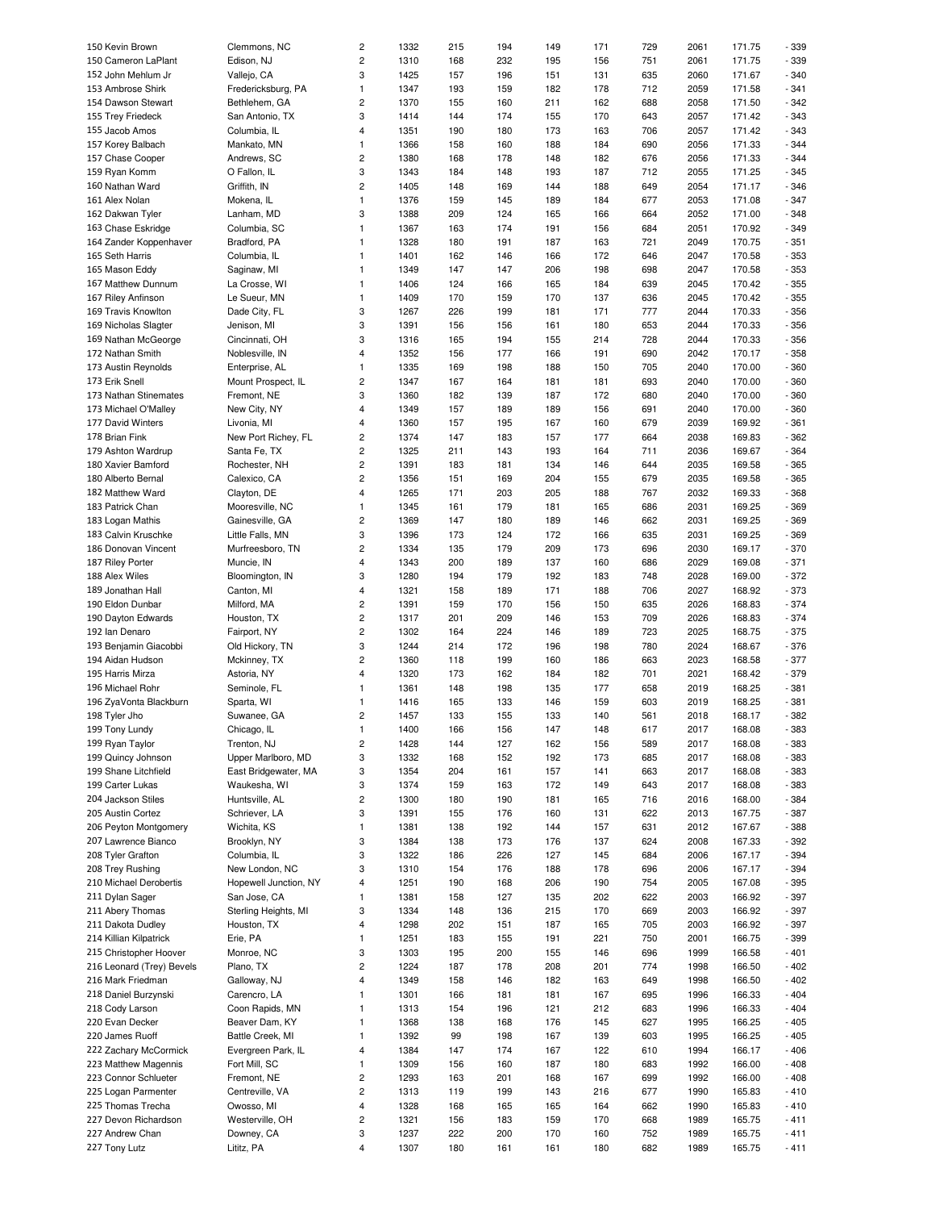| | | | | | | | | | | | |
|---|---|---|---|---|---|---|---|---|---|---|---|
| 150 Kevin Brown | Clemmons, NC | 2 | 1332 | 215 | 194 | 149 | 171 | 729 | 2061 | 171.75 | - 339 |
| 150 Cameron LaPlant | Edison, NJ | 2 | 1310 | 168 | 232 | 195 | 156 | 751 | 2061 | 171.75 | - 339 |
| 152 John Mehlum Jr | Vallejo, CA | 3 | 1425 | 157 | 196 | 151 | 131 | 635 | 2060 | 171.67 | - 340 |
| 153 Ambrose Shirk | Fredericksburg, PA | 1 | 1347 | 193 | 159 | 182 | 178 | 712 | 2059 | 171.58 | - 341 |
| 154 Dawson Stewart | Bethlehem, GA | 2 | 1370 | 155 | 160 | 211 | 162 | 688 | 2058 | 171.50 | - 342 |
| 155 Trey Friedeck | San Antonio, TX | 3 | 1414 | 144 | 174 | 155 | 170 | 643 | 2057 | 171.42 | - 343 |
| 155 Jacob Amos | Columbia, IL | 4 | 1351 | 190 | 180 | 173 | 163 | 706 | 2057 | 171.42 | - 343 |
| 157 Korey Balbach | Mankato, MN | 1 | 1366 | 158 | 160 | 188 | 184 | 690 | 2056 | 171.33 | - 344 |
| 157 Chase Cooper | Andrews, SC | 2 | 1380 | 168 | 178 | 148 | 182 | 676 | 2056 | 171.33 | - 344 |
| 159 Ryan Komm | O Fallon, IL | 3 | 1343 | 184 | 148 | 193 | 187 | 712 | 2055 | 171.25 | - 345 |
| 160 Nathan Ward | Griffith, IN | 2 | 1405 | 148 | 169 | 144 | 188 | 649 | 2054 | 171.17 | - 346 |
| 161 Alex Nolan | Mokena, IL | 1 | 1376 | 159 | 145 | 189 | 184 | 677 | 2053 | 171.08 | - 347 |
| 162 Dakwan Tyler | Lanham, MD | 3 | 1388 | 209 | 124 | 165 | 166 | 664 | 2052 | 171.00 | - 348 |
| 163 Chase Eskridge | Columbia, SC | 1 | 1367 | 163 | 174 | 191 | 156 | 684 | 2051 | 170.92 | - 349 |
| 164 Zander Koppenhaver | Bradford, PA | 1 | 1328 | 180 | 191 | 187 | 163 | 721 | 2049 | 170.75 | - 351 |
| 165 Seth Harris | Columbia, IL | 1 | 1401 | 162 | 146 | 166 | 172 | 646 | 2047 | 170.58 | - 353 |
| 165 Mason Eddy | Saginaw, MI | 1 | 1349 | 147 | 147 | 206 | 198 | 698 | 2047 | 170.58 | - 353 |
| 167 Matthew Dunnum | La Crosse, WI | 1 | 1406 | 124 | 166 | 165 | 184 | 639 | 2045 | 170.42 | - 355 |
| 167 Riley Anfinson | Le Sueur, MN | 1 | 1409 | 170 | 159 | 170 | 137 | 636 | 2045 | 170.42 | - 355 |
| 169 Travis Knowlton | Dade City, FL | 3 | 1267 | 226 | 199 | 181 | 171 | 777 | 2044 | 170.33 | - 356 |
| 169 Nicholas Slagter | Jenison, MI | 3 | 1391 | 156 | 156 | 161 | 180 | 653 | 2044 | 170.33 | - 356 |
| 169 Nathan McGeorge | Cincinnati, OH | 3 | 1316 | 165 | 194 | 155 | 214 | 728 | 2044 | 170.33 | - 356 |
| 172 Nathan Smith | Noblesville, IN | 4 | 1352 | 156 | 177 | 166 | 191 | 690 | 2042 | 170.17 | - 358 |
| 173 Austin Reynolds | Enterprise, AL | 1 | 1335 | 169 | 198 | 188 | 150 | 705 | 2040 | 170.00 | - 360 |
| 173 Erik Snell | Mount Prospect, IL | 2 | 1347 | 167 | 164 | 181 | 181 | 693 | 2040 | 170.00 | - 360 |
| 173 Nathan Stinemates | Fremont, NE | 3 | 1360 | 182 | 139 | 187 | 172 | 680 | 2040 | 170.00 | - 360 |
| 173 Michael O'Malley | New City, NY | 4 | 1349 | 157 | 189 | 189 | 156 | 691 | 2040 | 170.00 | - 360 |
| 177 David Winters | Livonia, MI | 4 | 1360 | 157 | 195 | 167 | 160 | 679 | 2039 | 169.92 | - 361 |
| 178 Brian Fink | New Port Richey, FL | 2 | 1374 | 147 | 183 | 157 | 177 | 664 | 2038 | 169.83 | - 362 |
| 179 Ashton Wardrup | Santa Fe, TX | 2 | 1325 | 211 | 143 | 193 | 164 | 711 | 2036 | 169.67 | - 364 |
| 180 Xavier Bamford | Rochester, NH | 2 | 1391 | 183 | 181 | 134 | 146 | 644 | 2035 | 169.58 | - 365 |
| 180 Alberto Bernal | Calexico, CA | 2 | 1356 | 151 | 169 | 204 | 155 | 679 | 2035 | 169.58 | - 365 |
| 182 Matthew Ward | Clayton, DE | 4 | 1265 | 171 | 203 | 205 | 188 | 767 | 2032 | 169.33 | - 368 |
| 183 Patrick Chan | Mooresville, NC | 1 | 1345 | 161 | 179 | 181 | 165 | 686 | 2031 | 169.25 | - 369 |
| 183 Logan Mathis | Gainesville, GA | 2 | 1369 | 147 | 180 | 189 | 146 | 662 | 2031 | 169.25 | - 369 |
| 183 Calvin Kruschke | Little Falls, MN | 3 | 1396 | 173 | 124 | 172 | 166 | 635 | 2031 | 169.25 | - 369 |
| 186 Donovan Vincent | Murfreesboro, TN | 2 | 1334 | 135 | 179 | 209 | 173 | 696 | 2030 | 169.17 | - 370 |
| 187 Riley Porter | Muncie, IN | 4 | 1343 | 200 | 189 | 137 | 160 | 686 | 2029 | 169.08 | - 371 |
| 188 Alex Wiles | Bloomington, IN | 3 | 1280 | 194 | 179 | 192 | 183 | 748 | 2028 | 169.00 | - 372 |
| 189 Jonathan Hall | Canton, MI | 4 | 1321 | 158 | 189 | 171 | 188 | 706 | 2027 | 168.92 | - 373 |
| 190 Eldon Dunbar | Milford, MA | 2 | 1391 | 159 | 170 | 156 | 150 | 635 | 2026 | 168.83 | - 374 |
| 190 Dayton Edwards | Houston, TX | 2 | 1317 | 201 | 209 | 146 | 153 | 709 | 2026 | 168.83 | - 374 |
| 192 Ian Denaro | Fairport, NY | 2 | 1302 | 164 | 224 | 146 | 189 | 723 | 2025 | 168.75 | - 375 |
| 193 Benjamin Giacobbi | Old Hickory, TN | 3 | 1244 | 214 | 172 | 196 | 198 | 780 | 2024 | 168.67 | - 376 |
| 194 Aidan Hudson | Mckinney, TX | 2 | 1360 | 118 | 199 | 160 | 186 | 663 | 2023 | 168.58 | - 377 |
| 195 Harris Mirza | Astoria, NY | 4 | 1320 | 173 | 162 | 184 | 182 | 701 | 2021 | 168.42 | - 379 |
| 196 Michael Rohr | Seminole, FL | 1 | 1361 | 148 | 198 | 135 | 177 | 658 | 2019 | 168.25 | - 381 |
| 196 ZyaVonta Blackburn | Sparta, WI | 1 | 1416 | 165 | 133 | 146 | 159 | 603 | 2019 | 168.25 | - 381 |
| 198 Tyler Jho | Suwanee, GA | 2 | 1457 | 133 | 155 | 133 | 140 | 561 | 2018 | 168.17 | - 382 |
| 199 Tony Lundy | Chicago, IL | 1 | 1400 | 166 | 156 | 147 | 148 | 617 | 2017 | 168.08 | - 383 |
| 199 Ryan Taylor | Trenton, NJ | 2 | 1428 | 144 | 127 | 162 | 156 | 589 | 2017 | 168.08 | - 383 |
| 199 Quincy Johnson | Upper Marlboro, MD | 3 | 1332 | 168 | 152 | 192 | 173 | 685 | 2017 | 168.08 | - 383 |
| 199 Shane Litchfield | East Bridgewater, MA | 3 | 1354 | 204 | 161 | 157 | 141 | 663 | 2017 | 168.08 | - 383 |
| 199 Carter Lukas | Waukesha, WI | 3 | 1374 | 159 | 163 | 172 | 149 | 643 | 2017 | 168.08 | - 383 |
| 204 Jackson Stiles | Huntsville, AL | 2 | 1300 | 180 | 190 | 181 | 165 | 716 | 2016 | 168.00 | - 384 |
| 205 Austin Cortez | Schriever, LA | 3 | 1391 | 155 | 176 | 160 | 131 | 622 | 2013 | 167.75 | - 387 |
| 206 Peyton Montgomery | Wichita, KS | 1 | 1381 | 138 | 192 | 144 | 157 | 631 | 2012 | 167.67 | - 388 |
| 207 Lawrence Bianco | Brooklyn, NY | 3 | 1384 | 138 | 173 | 176 | 137 | 624 | 2008 | 167.33 | - 392 |
| 208 Tyler Grafton | Columbia, IL | 3 | 1322 | 186 | 226 | 127 | 145 | 684 | 2006 | 167.17 | - 394 |
| 208 Trey Rushing | New London, NC | 3 | 1310 | 154 | 176 | 188 | 178 | 696 | 2006 | 167.17 | - 394 |
| 210 Michael Derobertis | Hopewell Junction, NY | 4 | 1251 | 190 | 168 | 206 | 190 | 754 | 2005 | 167.08 | - 395 |
| 211 Dylan Sager | San Jose, CA | 1 | 1381 | 158 | 127 | 135 | 202 | 622 | 2003 | 166.92 | - 397 |
| 211 Abery Thomas | Sterling Heights, MI | 3 | 1334 | 148 | 136 | 215 | 170 | 669 | 2003 | 166.92 | - 397 |
| 211 Dakota Dudley | Houston, TX | 4 | 1298 | 202 | 151 | 187 | 165 | 705 | 2003 | 166.92 | - 397 |
| 214 Killian Kilpatrick | Erie, PA | 1 | 1251 | 183 | 155 | 191 | 221 | 750 | 2001 | 166.75 | - 399 |
| 215 Christopher Hoover | Monroe, NC | 3 | 1303 | 195 | 200 | 155 | 146 | 696 | 1999 | 166.58 | - 401 |
| 216 Leonard (Trey) Bevels | Plano, TX | 2 | 1224 | 187 | 178 | 208 | 201 | 774 | 1998 | 166.50 | - 402 |
| 216 Mark Friedman | Galloway, NJ | 4 | 1349 | 158 | 146 | 182 | 163 | 649 | 1998 | 166.50 | - 402 |
| 218 Daniel Burzynski | Carencro, LA | 1 | 1301 | 166 | 181 | 181 | 167 | 695 | 1996 | 166.33 | - 404 |
| 218 Cody Larson | Coon Rapids, MN | 1 | 1313 | 154 | 196 | 121 | 212 | 683 | 1996 | 166.33 | - 404 |
| 220 Evan Decker | Beaver Dam, KY | 1 | 1368 | 138 | 168 | 176 | 145 | 627 | 1995 | 166.25 | - 405 |
| 220 James Ruoff | Battle Creek, MI | 1 | 1392 | 99 | 198 | 167 | 139 | 603 | 1995 | 166.25 | - 405 |
| 222 Zachary McCormick | Evergreen Park, IL | 4 | 1384 | 147 | 174 | 167 | 122 | 610 | 1994 | 166.17 | - 406 |
| 223 Matthew Magennis | Fort Mill, SC | 1 | 1309 | 156 | 160 | 187 | 180 | 683 | 1992 | 166.00 | - 408 |
| 223 Connor Schlueter | Fremont, NE | 2 | 1293 | 163 | 201 | 168 | 167 | 699 | 1992 | 166.00 | - 408 |
| 225 Logan Parmenter | Centreville, VA | 2 | 1313 | 119 | 199 | 143 | 216 | 677 | 1990 | 165.83 | - 410 |
| 225 Thomas Trecha | Owosso, MI | 4 | 1328 | 168 | 165 | 165 | 164 | 662 | 1990 | 165.83 | - 410 |
| 227 Devon Richardson | Westerville, OH | 2 | 1321 | 156 | 183 | 159 | 170 | 668 | 1989 | 165.75 | - 411 |
| 227 Andrew Chan | Downey, CA | 3 | 1237 | 222 | 200 | 170 | 160 | 752 | 1989 | 165.75 | - 411 |
| 227 Tony Lutz | Lititz, PA | 4 | 1307 | 180 | 161 | 161 | 180 | 682 | 1989 | 165.75 | - 411 |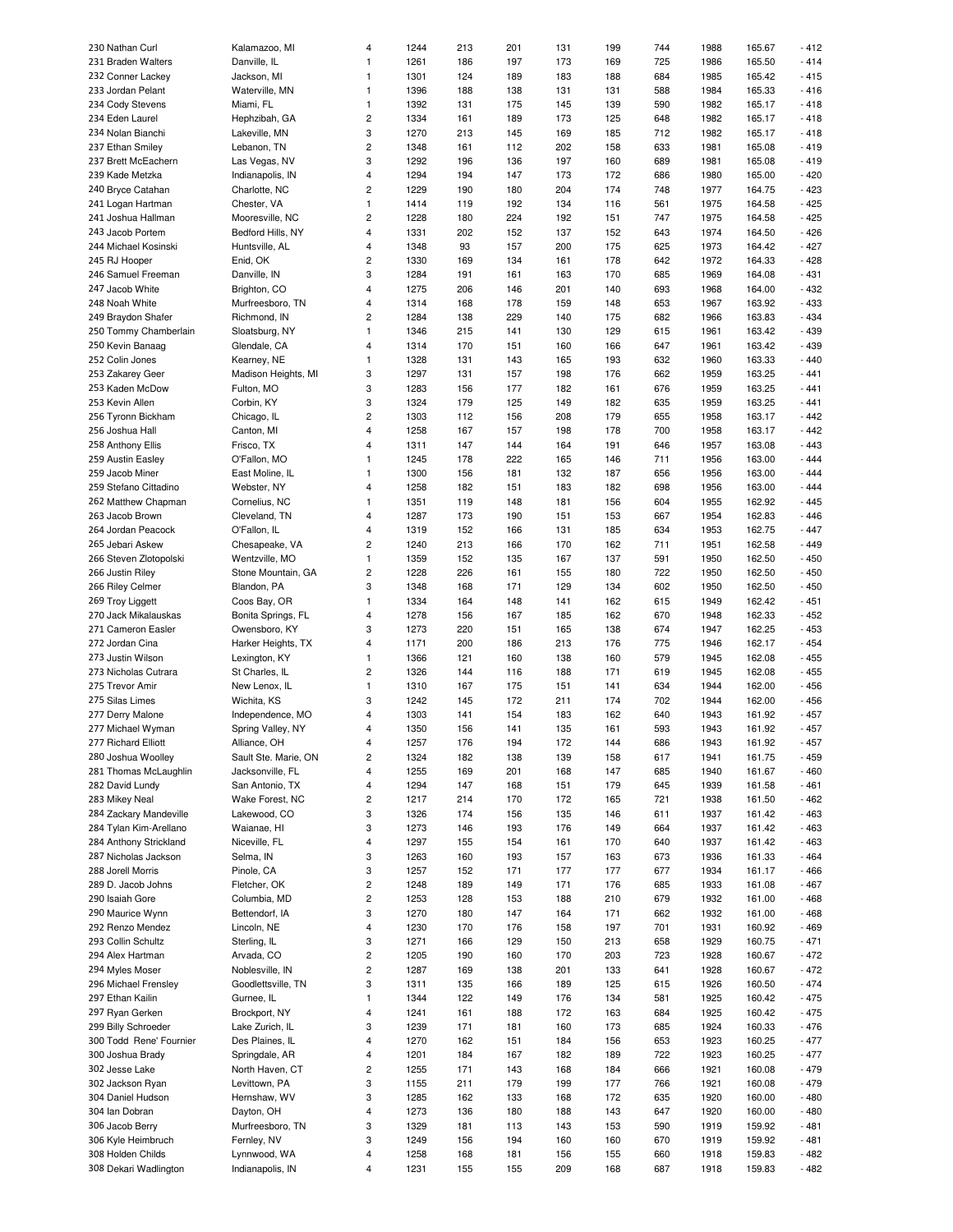| | | | | | | | | | | | |
|---|---|---|---|---|---|---|---|---|---|---|---|
| 230 Nathan Curl | Kalamazoo, MI | 4 | 1244 | 213 | 201 | 131 | 199 | 744 | 1988 | 165.67 | - 412 |
| 231 Braden Walters | Danville, IL | 1 | 1261 | 186 | 197 | 173 | 169 | 725 | 1986 | 165.50 | - 414 |
| 232 Conner Lackey | Jackson, MI | 1 | 1301 | 124 | 189 | 183 | 188 | 684 | 1985 | 165.42 | - 415 |
| 233 Jordan Pelant | Waterville, MN | 1 | 1396 | 188 | 138 | 131 | 131 | 588 | 1984 | 165.33 | - 416 |
| 234 Cody Stevens | Miami, FL | 1 | 1392 | 131 | 175 | 145 | 139 | 590 | 1982 | 165.17 | - 418 |
| 234 Eden Laurel | Hephzibah, GA | 2 | 1334 | 161 | 189 | 173 | 125 | 648 | 1982 | 165.17 | - 418 |
| 234 Nolan Bianchi | Lakeville, MN | 3 | 1270 | 213 | 145 | 169 | 185 | 712 | 1982 | 165.17 | - 418 |
| 237 Ethan Smiley | Lebanon, TN | 2 | 1348 | 161 | 112 | 202 | 158 | 633 | 1981 | 165.08 | - 419 |
| 237 Brett McEachern | Las Vegas, NV | 3 | 1292 | 196 | 136 | 197 | 160 | 689 | 1981 | 165.08 | - 419 |
| 239 Kade Metzka | Indianapolis, IN | 4 | 1294 | 194 | 147 | 173 | 172 | 686 | 1980 | 165.00 | - 420 |
| 240 Bryce Catahan | Charlotte, NC | 2 | 1229 | 190 | 180 | 204 | 174 | 748 | 1977 | 164.75 | - 423 |
| 241 Logan Hartman | Chester, VA | 1 | 1414 | 119 | 192 | 134 | 116 | 561 | 1975 | 164.58 | - 425 |
| 241 Joshua Hallman | Mooresville, NC | 2 | 1228 | 180 | 224 | 192 | 151 | 747 | 1975 | 164.58 | - 425 |
| 243 Jacob Portem | Bedford Hills, NY | 4 | 1331 | 202 | 152 | 137 | 152 | 643 | 1974 | 164.50 | - 426 |
| 244 Michael Kosinski | Huntsville, AL | 4 | 1348 | 93 | 157 | 200 | 175 | 625 | 1973 | 164.42 | - 427 |
| 245 RJ Hooper | Enid, OK | 2 | 1330 | 169 | 134 | 161 | 178 | 642 | 1972 | 164.33 | - 428 |
| 246 Samuel Freeman | Danville, IN | 3 | 1284 | 191 | 161 | 163 | 170 | 685 | 1969 | 164.08 | - 431 |
| 247 Jacob White | Brighton, CO | 4 | 1275 | 206 | 146 | 201 | 140 | 693 | 1968 | 164.00 | - 432 |
| 248 Noah White | Murfreesboro, TN | 4 | 1314 | 168 | 178 | 159 | 148 | 653 | 1967 | 163.92 | - 433 |
| 249 Braydon Shafer | Richmond, IN | 2 | 1284 | 138 | 229 | 140 | 175 | 682 | 1966 | 163.83 | - 434 |
| 250 Tommy Chamberlain | Sloatsburg, NY | 1 | 1346 | 215 | 141 | 130 | 129 | 615 | 1961 | 163.42 | - 439 |
| 250 Kevin Banaag | Glendale, CA | 4 | 1314 | 170 | 151 | 160 | 166 | 647 | 1961 | 163.42 | - 439 |
| 252 Colin Jones | Kearney, NE | 1 | 1328 | 131 | 143 | 165 | 193 | 632 | 1960 | 163.33 | - 440 |
| 253 Zakarey Geer | Madison Heights, MI | 3 | 1297 | 131 | 157 | 198 | 176 | 662 | 1959 | 163.25 | - 441 |
| 253 Kaden McDow | Fulton, MO | 3 | 1283 | 156 | 177 | 182 | 161 | 676 | 1959 | 163.25 | - 441 |
| 253 Kevin Allen | Corbin, KY | 3 | 1324 | 179 | 125 | 149 | 182 | 635 | 1959 | 163.25 | - 441 |
| 256 Tyronn Bickham | Chicago, IL | 2 | 1303 | 112 | 156 | 208 | 179 | 655 | 1958 | 163.17 | - 442 |
| 256 Joshua Hall | Canton, MI | 4 | 1258 | 167 | 157 | 198 | 178 | 700 | 1958 | 163.17 | - 442 |
| 258 Anthony Ellis | Frisco, TX | 4 | 1311 | 147 | 144 | 164 | 191 | 646 | 1957 | 163.08 | - 443 |
| 259 Austin Easley | O'Fallon, MO | 1 | 1245 | 178 | 222 | 165 | 146 | 711 | 1956 | 163.00 | - 444 |
| 259 Jacob Miner | East Moline, IL | 1 | 1300 | 156 | 181 | 132 | 187 | 656 | 1956 | 163.00 | - 444 |
| 259 Stefano Cittadino | Webster, NY | 4 | 1258 | 182 | 151 | 183 | 182 | 698 | 1956 | 163.00 | - 444 |
| 262 Matthew Chapman | Cornelius, NC | 1 | 1351 | 119 | 148 | 181 | 156 | 604 | 1955 | 162.92 | - 445 |
| 263 Jacob Brown | Cleveland, TN | 4 | 1287 | 173 | 190 | 151 | 153 | 667 | 1954 | 162.83 | - 446 |
| 264 Jordan Peacock | O'Fallon, IL | 4 | 1319 | 152 | 166 | 131 | 185 | 634 | 1953 | 162.75 | - 447 |
| 265 Jebari Askew | Chesapeake, VA | 2 | 1240 | 213 | 166 | 170 | 162 | 711 | 1951 | 162.58 | - 449 |
| 266 Steven Zlotopolski | Wentzville, MO | 1 | 1359 | 152 | 135 | 167 | 137 | 591 | 1950 | 162.50 | - 450 |
| 266 Justin Riley | Stone Mountain, GA | 2 | 1228 | 226 | 161 | 155 | 180 | 722 | 1950 | 162.50 | - 450 |
| 266 Riley Celmer | Blandon, PA | 3 | 1348 | 168 | 171 | 129 | 134 | 602 | 1950 | 162.50 | - 450 |
| 269 Troy Liggett | Coos Bay, OR | 1 | 1334 | 164 | 148 | 141 | 162 | 615 | 1949 | 162.42 | - 451 |
| 270 Jack Mikalauskas | Bonita Springs, FL | 4 | 1278 | 156 | 167 | 185 | 162 | 670 | 1948 | 162.33 | - 452 |
| 271 Cameron Easler | Owensboro, KY | 3 | 1273 | 220 | 151 | 165 | 138 | 674 | 1947 | 162.25 | - 453 |
| 272 Jordan Cina | Harker Heights, TX | 4 | 1171 | 200 | 186 | 213 | 176 | 775 | 1946 | 162.17 | - 454 |
| 273 Justin Wilson | Lexington, KY | 1 | 1366 | 121 | 160 | 138 | 160 | 579 | 1945 | 162.08 | - 455 |
| 273 Nicholas Cutrara | St Charles, IL | 2 | 1326 | 144 | 116 | 188 | 171 | 619 | 1945 | 162.08 | - 455 |
| 275 Trevor Amir | New Lenox, IL | 1 | 1310 | 167 | 175 | 151 | 141 | 634 | 1944 | 162.00 | - 456 |
| 275 Silas Limes | Wichita, KS | 3 | 1242 | 145 | 172 | 211 | 174 | 702 | 1944 | 162.00 | - 456 |
| 277 Derry Malone | Independence, MO | 4 | 1303 | 141 | 154 | 183 | 162 | 640 | 1943 | 161.92 | - 457 |
| 277 Michael Wyman | Spring Valley, NY | 4 | 1350 | 156 | 141 | 135 | 161 | 593 | 1943 | 161.92 | - 457 |
| 277 Richard Elliott | Alliance, OH | 4 | 1257 | 176 | 194 | 172 | 144 | 686 | 1943 | 161.92 | - 457 |
| 280 Joshua Woolley | Sault Ste. Marie, ON | 2 | 1324 | 182 | 138 | 139 | 158 | 617 | 1941 | 161.75 | - 459 |
| 281 Thomas McLaughlin | Jacksonville, FL | 4 | 1255 | 169 | 201 | 168 | 147 | 685 | 1940 | 161.67 | - 460 |
| 282 David Lundy | San Antonio, TX | 4 | 1294 | 147 | 168 | 151 | 179 | 645 | 1939 | 161.58 | - 461 |
| 283 Mikey Neal | Wake Forest, NC | 2 | 1217 | 214 | 170 | 172 | 165 | 721 | 1938 | 161.50 | - 462 |
| 284 Zackary Mandeville | Lakewood, CO | 3 | 1326 | 174 | 156 | 135 | 146 | 611 | 1937 | 161.42 | - 463 |
| 284 Tylan Kim-Arellano | Waianae, HI | 3 | 1273 | 146 | 193 | 176 | 149 | 664 | 1937 | 161.42 | - 463 |
| 284 Anthony Strickland | Niceville, FL | 4 | 1297 | 155 | 154 | 161 | 170 | 640 | 1937 | 161.42 | - 463 |
| 287 Nicholas Jackson | Selma, IN | 3 | 1263 | 160 | 193 | 157 | 163 | 673 | 1936 | 161.33 | - 464 |
| 288 Jorell Morris | Pinole, CA | 3 | 1257 | 152 | 171 | 177 | 177 | 677 | 1934 | 161.17 | - 466 |
| 289 D. Jacob Johns | Fletcher, OK | 2 | 1248 | 189 | 149 | 171 | 176 | 685 | 1933 | 161.08 | - 467 |
| 290 Isaiah Gore | Columbia, MD | 2 | 1253 | 128 | 153 | 188 | 210 | 679 | 1932 | 161.00 | - 468 |
| 290 Maurice Wynn | Bettendorf, IA | 3 | 1270 | 180 | 147 | 164 | 171 | 662 | 1932 | 161.00 | - 468 |
| 292 Renzo Mendez | Lincoln, NE | 4 | 1230 | 170 | 176 | 158 | 197 | 701 | 1931 | 160.92 | - 469 |
| 293 Collin Schultz | Sterling, IL | 3 | 1271 | 166 | 129 | 150 | 213 | 658 | 1929 | 160.75 | - 471 |
| 294 Alex Hartman | Arvada, CO | 2 | 1205 | 190 | 160 | 170 | 203 | 723 | 1928 | 160.67 | - 472 |
| 294 Myles Moser | Noblesville, IN | 2 | 1287 | 169 | 138 | 201 | 133 | 641 | 1928 | 160.67 | - 472 |
| 296 Michael Frensley | Goodlettsville, TN | 3 | 1311 | 135 | 166 | 189 | 125 | 615 | 1926 | 160.50 | - 474 |
| 297 Ethan Kailin | Gurnee, IL | 1 | 1344 | 122 | 149 | 176 | 134 | 581 | 1925 | 160.42 | - 475 |
| 297 Ryan Gerken | Brockport, NY | 4 | 1241 | 161 | 188 | 172 | 163 | 684 | 1925 | 160.42 | - 475 |
| 299 Billy Schroeder | Lake Zurich, IL | 3 | 1239 | 171 | 181 | 160 | 173 | 685 | 1924 | 160.33 | - 476 |
| 300 Todd Rene' Fournier | Des Plaines, IL | 4 | 1270 | 162 | 151 | 184 | 156 | 653 | 1923 | 160.25 | - 477 |
| 300 Joshua Brady | Springdale, AR | 4 | 1201 | 184 | 167 | 182 | 189 | 722 | 1923 | 160.25 | - 477 |
| 302 Jesse Lake | North Haven, CT | 2 | 1255 | 171 | 143 | 168 | 184 | 666 | 1921 | 160.08 | - 479 |
| 302 Jackson Ryan | Levittown, PA | 3 | 1155 | 211 | 179 | 199 | 177 | 766 | 1921 | 160.08 | - 479 |
| 304 Daniel Hudson | Hernshaw, WV | 3 | 1285 | 162 | 133 | 168 | 172 | 635 | 1920 | 160.00 | - 480 |
| 304 Ian Dobran | Dayton, OH | 4 | 1273 | 136 | 180 | 188 | 143 | 647 | 1920 | 160.00 | - 480 |
| 306 Jacob Berry | Murfreesboro, TN | 3 | 1329 | 181 | 113 | 143 | 153 | 590 | 1919 | 159.92 | - 481 |
| 306 Kyle Heimbruch | Fernley, NV | 3 | 1249 | 156 | 194 | 160 | 160 | 670 | 1919 | 159.92 | - 481 |
| 308 Holden Childs | Lynnwood, WA | 4 | 1258 | 168 | 181 | 156 | 155 | 660 | 1918 | 159.83 | - 482 |
| 308 Dekari Wadlington | Indianapolis, IN | 4 | 1231 | 155 | 155 | 209 | 168 | 687 | 1918 | 159.83 | - 482 |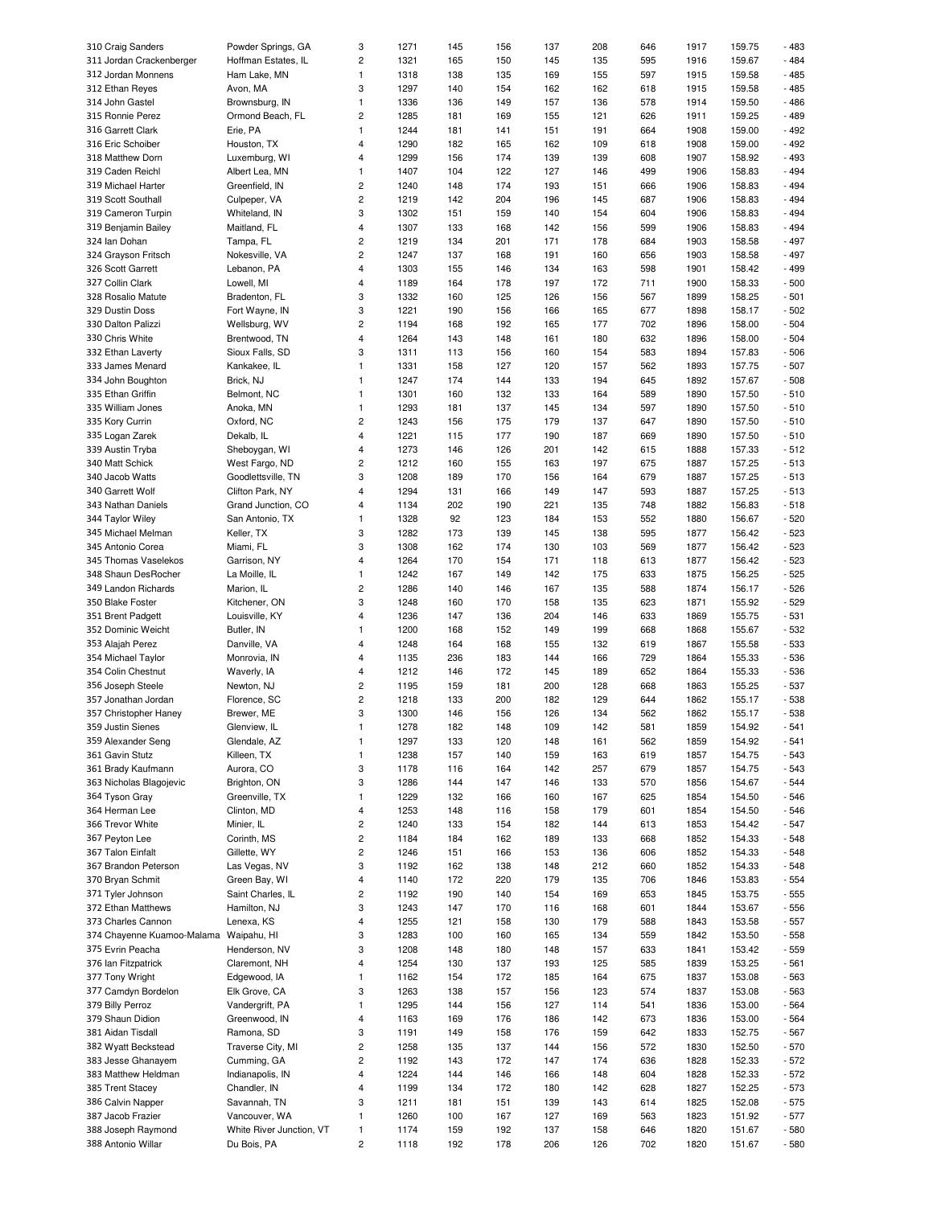| | | | | | | | | | | | |
|---|---|---|---|---|---|---|---|---|---|---|---|
| 310 Craig Sanders | Powder Springs, GA | 3 | 1271 | 145 | 156 | 137 | 208 | 646 | 1917 | 159.75 | - 483 |
| 311 Jordan Crackenberger | Hoffman Estates, IL | 2 | 1321 | 165 | 150 | 145 | 135 | 595 | 1916 | 159.67 | - 484 |
| 312 Jordan Monnens | Ham Lake, MN | 1 | 1318 | 138 | 135 | 169 | 155 | 597 | 1915 | 159.58 | - 485 |
| 312 Ethan Reyes | Avon, MA | 3 | 1297 | 140 | 154 | 162 | 162 | 618 | 1915 | 159.58 | - 485 |
| 314 John Gastel | Brownsburg, IN | 1 | 1336 | 136 | 149 | 157 | 136 | 578 | 1914 | 159.50 | - 486 |
| 315 Ronnie Perez | Ormond Beach, FL | 2 | 1285 | 181 | 169 | 155 | 121 | 626 | 1911 | 159.25 | - 489 |
| 316 Garrett Clark | Erie, PA | 1 | 1244 | 181 | 141 | 151 | 191 | 664 | 1908 | 159.00 | - 492 |
| 316 Eric Schoiber | Houston, TX | 4 | 1290 | 182 | 165 | 162 | 109 | 618 | 1908 | 159.00 | - 492 |
| 318 Matthew Dorn | Luxemburg, WI | 4 | 1299 | 156 | 174 | 139 | 139 | 608 | 1907 | 158.92 | - 493 |
| 319 Caden Reichl | Albert Lea, MN | 1 | 1407 | 104 | 122 | 127 | 146 | 499 | 1906 | 158.83 | - 494 |
| 319 Michael Harter | Greenfield, IN | 2 | 1240 | 148 | 174 | 193 | 151 | 666 | 1906 | 158.83 | - 494 |
| 319 Scott Southall | Culpeper, VA | 2 | 1219 | 142 | 204 | 196 | 145 | 687 | 1906 | 158.83 | - 494 |
| 319 Cameron Turpin | Whiteland, IN | 3 | 1302 | 151 | 159 | 140 | 154 | 604 | 1906 | 158.83 | - 494 |
| 319 Benjamin Bailey | Maitland, FL | 4 | 1307 | 133 | 168 | 142 | 156 | 599 | 1906 | 158.83 | - 494 |
| 324 Ian Dohan | Tampa, FL | 2 | 1219 | 134 | 201 | 171 | 178 | 684 | 1903 | 158.58 | - 497 |
| 324 Grayson Fritsch | Nokesville, VA | 2 | 1247 | 137 | 168 | 191 | 160 | 656 | 1903 | 158.58 | - 497 |
| 326 Scott Garrett | Lebanon, PA | 4 | 1303 | 155 | 146 | 134 | 163 | 598 | 1901 | 158.42 | - 499 |
| 327 Collin Clark | Lowell, MI | 4 | 1189 | 164 | 178 | 197 | 172 | 711 | 1900 | 158.33 | - 500 |
| 328 Rosalio Matute | Bradenton, FL | 3 | 1332 | 160 | 125 | 126 | 156 | 567 | 1899 | 158.25 | - 501 |
| 329 Dustin Doss | Fort Wayne, IN | 3 | 1221 | 190 | 156 | 166 | 165 | 677 | 1898 | 158.17 | - 502 |
| 330 Dalton Palizzi | Wellsburg, WV | 2 | 1194 | 168 | 192 | 165 | 177 | 702 | 1896 | 158.00 | - 504 |
| 330 Chris White | Brentwood, TN | 4 | 1264 | 143 | 148 | 161 | 180 | 632 | 1896 | 158.00 | - 504 |
| 332 Ethan Laverty | Sioux Falls, SD | 3 | 1311 | 113 | 156 | 160 | 154 | 583 | 1894 | 157.83 | - 506 |
| 333 James Menard | Kankakee, IL | 1 | 1331 | 158 | 127 | 120 | 157 | 562 | 1893 | 157.75 | - 507 |
| 334 John Boughton | Brick, NJ | 1 | 1247 | 174 | 144 | 133 | 194 | 645 | 1892 | 157.67 | - 508 |
| 335 Ethan Griffin | Belmont, NC | 1 | 1301 | 160 | 132 | 133 | 164 | 589 | 1890 | 157.50 | - 510 |
| 335 William Jones | Anoka, MN | 1 | 1293 | 181 | 137 | 145 | 134 | 597 | 1890 | 157.50 | - 510 |
| 335 Kory Currin | Oxford, NC | 2 | 1243 | 156 | 175 | 179 | 137 | 647 | 1890 | 157.50 | - 510 |
| 335 Logan Zarek | Dekalb, IL | 4 | 1221 | 115 | 177 | 190 | 187 | 669 | 1890 | 157.50 | - 510 |
| 339 Austin Tryba | Sheboygan, WI | 4 | 1273 | 146 | 126 | 201 | 142 | 615 | 1888 | 157.33 | - 512 |
| 340 Matt Schick | West Fargo, ND | 2 | 1212 | 160 | 155 | 163 | 197 | 675 | 1887 | 157.25 | - 513 |
| 340 Jacob Watts | Goodlettsville, TN | 3 | 1208 | 189 | 170 | 156 | 164 | 679 | 1887 | 157.25 | - 513 |
| 340 Garrett Wolf | Clifton Park, NY | 4 | 1294 | 131 | 166 | 149 | 147 | 593 | 1887 | 157.25 | - 513 |
| 343 Nathan Daniels | Grand Junction, CO | 4 | 1134 | 202 | 190 | 221 | 135 | 748 | 1882 | 156.83 | - 518 |
| 344 Taylor Wiley | San Antonio, TX | 1 | 1328 | 92 | 123 | 184 | 153 | 552 | 1880 | 156.67 | - 520 |
| 345 Michael Melman | Keller, TX | 3 | 1282 | 173 | 139 | 145 | 138 | 595 | 1877 | 156.42 | - 523 |
| 345 Antonio Corea | Miami, FL | 3 | 1308 | 162 | 174 | 130 | 103 | 569 | 1877 | 156.42 | - 523 |
| 345 Thomas Vaselekos | Garrison, NY | 4 | 1264 | 170 | 154 | 171 | 118 | 613 | 1877 | 156.42 | - 523 |
| 348 Shaun DesRocher | La Moille, IL | 1 | 1242 | 167 | 149 | 142 | 175 | 633 | 1875 | 156.25 | - 525 |
| 349 Landon Richards | Marion, IL | 2 | 1286 | 140 | 146 | 167 | 135 | 588 | 1874 | 156.17 | - 526 |
| 350 Blake Foster | Kitchener, ON | 3 | 1248 | 160 | 170 | 158 | 135 | 623 | 1871 | 155.92 | - 529 |
| 351 Brent Padgett | Louisville, KY | 4 | 1236 | 147 | 136 | 204 | 146 | 633 | 1869 | 155.75 | - 531 |
| 352 Dominic Weicht | Butler, IN | 1 | 1200 | 168 | 152 | 149 | 199 | 668 | 1868 | 155.67 | - 532 |
| 353 Alajah Perez | Danville, VA | 4 | 1248 | 164 | 168 | 155 | 132 | 619 | 1867 | 155.58 | - 533 |
| 354 Michael Taylor | Monrovia, IN | 4 | 1135 | 236 | 183 | 144 | 166 | 729 | 1864 | 155.33 | - 536 |
| 354 Colin Chestnut | Waverly, IA | 4 | 1212 | 146 | 172 | 145 | 189 | 652 | 1864 | 155.33 | - 536 |
| 356 Joseph Steele | Newton, NJ | 2 | 1195 | 159 | 181 | 200 | 128 | 668 | 1863 | 155.25 | - 537 |
| 357 Jonathan Jordan | Florence, SC | 2 | 1218 | 133 | 200 | 182 | 129 | 644 | 1862 | 155.17 | - 538 |
| 357 Christopher Haney | Brewer, ME | 3 | 1300 | 146 | 156 | 126 | 134 | 562 | 1862 | 155.17 | - 538 |
| 359 Justin Sienes | Glenview, IL | 1 | 1278 | 182 | 148 | 109 | 142 | 581 | 1859 | 154.92 | - 541 |
| 359 Alexander Seng | Glendale, AZ | 1 | 1297 | 133 | 120 | 148 | 161 | 562 | 1859 | 154.92 | - 541 |
| 361 Gavin Stutz | Killeen, TX | 1 | 1238 | 157 | 140 | 159 | 163 | 619 | 1857 | 154.75 | - 543 |
| 361 Brady Kaufmann | Aurora, CO | 3 | 1178 | 116 | 164 | 142 | 257 | 679 | 1857 | 154.75 | - 543 |
| 363 Nicholas Blagojevic | Brighton, ON | 3 | 1286 | 144 | 147 | 146 | 133 | 570 | 1856 | 154.67 | - 544 |
| 364 Tyson Gray | Greenville, TX | 1 | 1229 | 132 | 166 | 160 | 167 | 625 | 1854 | 154.50 | - 546 |
| 364 Herman Lee | Clinton, MD | 4 | 1253 | 148 | 116 | 158 | 179 | 601 | 1854 | 154.50 | - 546 |
| 366 Trevor White | Minier, IL | 2 | 1240 | 133 | 154 | 182 | 144 | 613 | 1853 | 154.42 | - 547 |
| 367 Peyton Lee | Corinth, MS | 2 | 1184 | 184 | 162 | 189 | 133 | 668 | 1852 | 154.33 | - 548 |
| 367 Talon Einfalt | Gillette, WY | 2 | 1246 | 151 | 166 | 153 | 136 | 606 | 1852 | 154.33 | - 548 |
| 367 Brandon Peterson | Las Vegas, NV | 3 | 1192 | 162 | 138 | 148 | 212 | 660 | 1852 | 154.33 | - 548 |
| 370 Bryan Schmit | Green Bay, WI | 4 | 1140 | 172 | 220 | 179 | 135 | 706 | 1846 | 153.83 | - 554 |
| 371 Tyler Johnson | Saint Charles, IL | 2 | 1192 | 190 | 140 | 154 | 169 | 653 | 1845 | 153.75 | - 555 |
| 372 Ethan Matthews | Hamilton, NJ | 3 | 1243 | 147 | 170 | 116 | 168 | 601 | 1844 | 153.67 | - 556 |
| 373 Charles Cannon | Lenexa, KS | 4 | 1255 | 121 | 158 | 130 | 179 | 588 | 1843 | 153.58 | - 557 |
| 374 Chayenne Kuamoo-Malama | Waipahu, HI | 3 | 1283 | 100 | 160 | 165 | 134 | 559 | 1842 | 153.50 | - 558 |
| 375 Evrin Peacha | Henderson, NV | 3 | 1208 | 148 | 180 | 148 | 157 | 633 | 1841 | 153.42 | - 559 |
| 376 Ian Fitzpatrick | Claremont, NH | 4 | 1254 | 130 | 137 | 193 | 125 | 585 | 1839 | 153.25 | - 561 |
| 377 Tony Wright | Edgewood, IA | 1 | 1162 | 154 | 172 | 185 | 164 | 675 | 1837 | 153.08 | - 563 |
| 377 Camdyn Bordelon | Elk Grove, CA | 3 | 1263 | 138 | 157 | 156 | 123 | 574 | 1837 | 153.08 | - 563 |
| 379 Billy Perroz | Vandergrift, PA | 1 | 1295 | 144 | 156 | 127 | 114 | 541 | 1836 | 153.00 | - 564 |
| 379 Shaun Didion | Greenwood, IN | 4 | 1163 | 169 | 176 | 186 | 142 | 673 | 1836 | 153.00 | - 564 |
| 381 Aidan Tisdall | Ramona, SD | 3 | 1191 | 149 | 158 | 176 | 159 | 642 | 1833 | 152.75 | - 567 |
| 382 Wyatt Beckstead | Traverse City, MI | 2 | 1258 | 135 | 137 | 144 | 156 | 572 | 1830 | 152.50 | - 570 |
| 383 Jesse Ghanayem | Cumming, GA | 2 | 1192 | 143 | 172 | 147 | 174 | 636 | 1828 | 152.33 | - 572 |
| 383 Matthew Heldman | Indianapolis, IN | 4 | 1224 | 144 | 146 | 166 | 148 | 604 | 1828 | 152.33 | - 572 |
| 385 Trent Stacey | Chandler, IN | 4 | 1199 | 134 | 172 | 180 | 142 | 628 | 1827 | 152.25 | - 573 |
| 386 Calvin Napper | Savannah, TN | 3 | 1211 | 181 | 151 | 139 | 143 | 614 | 1825 | 152.08 | - 575 |
| 387 Jacob Frazier | Vancouver, WA | 1 | 1260 | 100 | 167 | 127 | 169 | 563 | 1823 | 151.92 | - 577 |
| 388 Joseph Raymond | White River Junction, VT | 1 | 1174 | 159 | 192 | 137 | 158 | 646 | 1820 | 151.67 | - 580 |
| 388 Antonio Willar | Du Bois, PA | 2 | 1118 | 192 | 178 | 206 | 126 | 702 | 1820 | 151.67 | - 580 |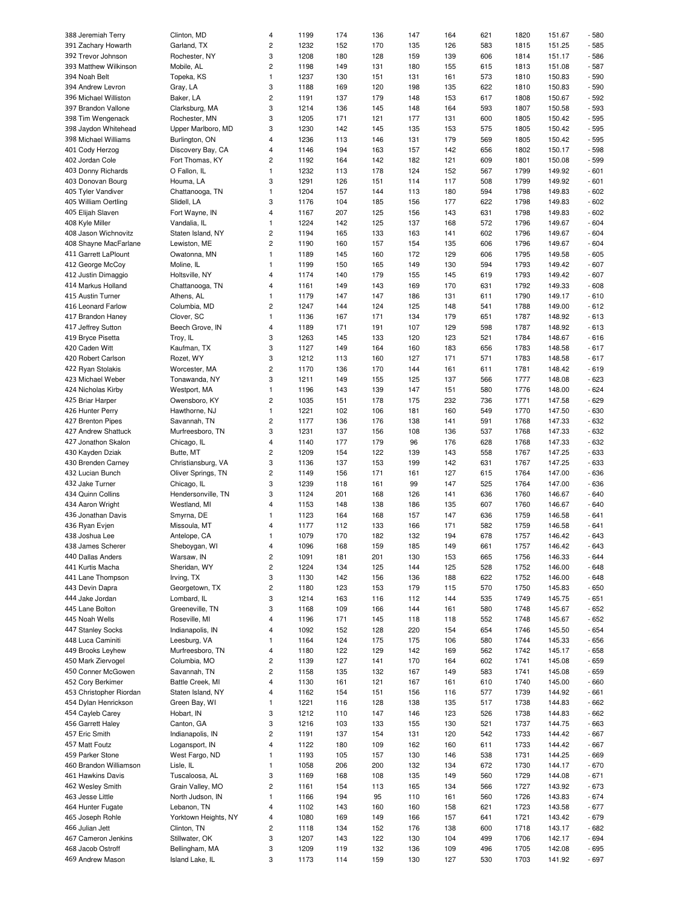| | | | | | | | | | | | |
|---|---|---|---|---|---|---|---|---|---|---|---|
| 388 Jeremiah Terry | Clinton, MD | 4 | 1199 | 174 | 136 | 147 | 164 | 621 | 1820 | 151.67 | - 580 |
| 391 Zachary Howarth | Garland, TX | 2 | 1232 | 152 | 170 | 135 | 126 | 583 | 1815 | 151.25 | - 585 |
| 392 Trevor Johnson | Rochester, NY | 3 | 1208 | 180 | 128 | 159 | 139 | 606 | 1814 | 151.17 | - 586 |
| 393 Matthew Wilkinson | Mobile, AL | 2 | 1198 | 149 | 131 | 180 | 155 | 615 | 1813 | 151.08 | - 587 |
| 394 Noah Belt | Topeka, KS | 1 | 1237 | 130 | 151 | 131 | 161 | 573 | 1810 | 150.83 | - 590 |
| 394 Andrew Levron | Gray, LA | 3 | 1188 | 169 | 120 | 198 | 135 | 622 | 1810 | 150.83 | - 590 |
| 396 Michael Williston | Baker, LA | 2 | 1191 | 137 | 179 | 148 | 153 | 617 | 1808 | 150.67 | - 592 |
| 397 Brandon Vallone | Clarksburg, MA | 3 | 1214 | 136 | 145 | 148 | 164 | 593 | 1807 | 150.58 | - 593 |
| 398 Tim Wengenack | Rochester, MN | 3 | 1205 | 171 | 121 | 177 | 131 | 600 | 1805 | 150.42 | - 595 |
| 398 Jaydon Whitehead | Upper Marlboro, MD | 3 | 1230 | 142 | 145 | 135 | 153 | 575 | 1805 | 150.42 | - 595 |
| 398 Michael Williams | Burlington, ON | 4 | 1236 | 113 | 146 | 131 | 179 | 569 | 1805 | 150.42 | - 595 |
| 401 Cody Herzog | Discovery Bay, CA | 4 | 1146 | 194 | 163 | 157 | 142 | 656 | 1802 | 150.17 | - 598 |
| 402 Jordan Cole | Fort Thomas, KY | 2 | 1192 | 164 | 142 | 182 | 121 | 609 | 1801 | 150.08 | - 599 |
| 403 Donny Richards | O Fallon, IL | 1 | 1232 | 113 | 178 | 124 | 152 | 567 | 1799 | 149.92 | - 601 |
| 403 Donovan Bourg | Houma, LA | 3 | 1291 | 126 | 151 | 114 | 117 | 508 | 1799 | 149.92 | - 601 |
| 405 Tyler Vandiver | Chattanooga, TN | 1 | 1204 | 157 | 144 | 113 | 180 | 594 | 1798 | 149.83 | - 602 |
| 405 William Oertling | Slidell, LA | 3 | 1176 | 104 | 185 | 156 | 177 | 622 | 1798 | 149.83 | - 602 |
| 405 Elijah Slaven | Fort Wayne, IN | 4 | 1167 | 207 | 125 | 156 | 143 | 631 | 1798 | 149.83 | - 602 |
| 408 Kyle Miller | Vandalia, IL | 1 | 1224 | 142 | 125 | 137 | 168 | 572 | 1796 | 149.67 | - 604 |
| 408 Jason Wichnovitz | Staten Island, NY | 2 | 1194 | 165 | 133 | 163 | 141 | 602 | 1796 | 149.67 | - 604 |
| 408 Shayne MacFarlane | Lewiston, ME | 2 | 1190 | 160 | 157 | 154 | 135 | 606 | 1796 | 149.67 | - 604 |
| 411 Garrett LaPlount | Owatonna, MN | 1 | 1189 | 145 | 160 | 172 | 129 | 606 | 1795 | 149.58 | - 605 |
| 412 George McCoy | Moline, IL | 1 | 1199 | 150 | 165 | 149 | 130 | 594 | 1793 | 149.42 | - 607 |
| 412 Justin Dimaggio | Holtsville, NY | 4 | 1174 | 140 | 179 | 155 | 145 | 619 | 1793 | 149.42 | - 607 |
| 414 Markus Holland | Chattanooga, TN | 4 | 1161 | 149 | 143 | 169 | 170 | 631 | 1792 | 149.33 | - 608 |
| 415 Austin Turner | Athens, AL | 1 | 1179 | 147 | 147 | 186 | 131 | 611 | 1790 | 149.17 | - 610 |
| 416 Leonard Farlow | Columbia, MD | 2 | 1247 | 144 | 124 | 125 | 148 | 541 | 1788 | 149.00 | - 612 |
| 417 Brandon Haney | Clover, SC | 1 | 1136 | 167 | 171 | 134 | 179 | 651 | 1787 | 148.92 | - 613 |
| 417 Jeffrey Sutton | Beech Grove, IN | 4 | 1189 | 171 | 191 | 107 | 129 | 598 | 1787 | 148.92 | - 613 |
| 419 Bryce Pisetta | Troy, IL | 3 | 1263 | 145 | 133 | 120 | 123 | 521 | 1784 | 148.67 | - 616 |
| 420 Caden Witt | Kaufman, TX | 3 | 1127 | 149 | 164 | 160 | 183 | 656 | 1783 | 148.58 | - 617 |
| 420 Robert Carlson | Rozet, WY | 3 | 1212 | 113 | 160 | 127 | 171 | 571 | 1783 | 148.58 | - 617 |
| 422 Ryan Stolakis | Worcester, MA | 2 | 1170 | 136 | 170 | 144 | 161 | 611 | 1781 | 148.42 | - 619 |
| 423 Michael Weber | Tonawanda, NY | 3 | 1211 | 149 | 155 | 125 | 137 | 566 | 1777 | 148.08 | - 623 |
| 424 Nicholas Kirby | Westport, MA | 1 | 1196 | 143 | 139 | 147 | 151 | 580 | 1776 | 148.00 | - 624 |
| 425 Briar Harper | Owensboro, KY | 2 | 1035 | 151 | 178 | 175 | 232 | 736 | 1771 | 147.58 | - 629 |
| 426 Hunter Perry | Hawthorne, NJ | 1 | 1221 | 102 | 106 | 181 | 160 | 549 | 1770 | 147.50 | - 630 |
| 427 Brenton Pipes | Savannah, TN | 2 | 1177 | 136 | 176 | 138 | 141 | 591 | 1768 | 147.33 | - 632 |
| 427 Andrew Shattuck | Murfreesboro, TN | 3 | 1231 | 137 | 156 | 108 | 136 | 537 | 1768 | 147.33 | - 632 |
| 427 Jonathon Skalon | Chicago, IL | 4 | 1140 | 177 | 179 | 96 | 176 | 628 | 1768 | 147.33 | - 632 |
| 430 Kayden Dziak | Butte, MT | 2 | 1209 | 154 | 122 | 139 | 143 | 558 | 1767 | 147.25 | - 633 |
| 430 Brenden Carney | Christiansburg, VA | 3 | 1136 | 137 | 153 | 199 | 142 | 631 | 1767 | 147.25 | - 633 |
| 432 Lucian Bunch | Oliver Springs, TN | 2 | 1149 | 156 | 171 | 161 | 127 | 615 | 1764 | 147.00 | - 636 |
| 432 Jake Turner | Chicago, IL | 3 | 1239 | 118 | 161 | 99 | 147 | 525 | 1764 | 147.00 | - 636 |
| 434 Quinn Collins | Hendersonville, TN | 3 | 1124 | 201 | 168 | 126 | 141 | 636 | 1760 | 146.67 | - 640 |
| 434 Aaron Wright | Westland, MI | 4 | 1153 | 148 | 138 | 186 | 135 | 607 | 1760 | 146.67 | - 640 |
| 436 Jonathan Davis | Smyrna, DE | 1 | 1123 | 164 | 168 | 157 | 147 | 636 | 1759 | 146.58 | - 641 |
| 436 Ryan Evjen | Missoula, MT | 4 | 1177 | 112 | 133 | 166 | 171 | 582 | 1759 | 146.58 | - 641 |
| 438 Joshua Lee | Antelope, CA | 1 | 1079 | 170 | 182 | 132 | 194 | 678 | 1757 | 146.42 | - 643 |
| 438 James Scherer | Sheboygan, WI | 4 | 1096 | 168 | 159 | 185 | 149 | 661 | 1757 | 146.42 | - 643 |
| 440 Dallas Anders | Warsaw, IN | 2 | 1091 | 181 | 201 | 130 | 153 | 665 | 1756 | 146.33 | - 644 |
| 441 Kurtis Macha | Sheridan, WY | 2 | 1224 | 134 | 125 | 144 | 125 | 528 | 1752 | 146.00 | - 648 |
| 441 Lane Thompson | Irving, TX | 3 | 1130 | 142 | 156 | 136 | 188 | 622 | 1752 | 146.00 | - 648 |
| 443 Devin Dapra | Georgetown, TX | 2 | 1180 | 123 | 153 | 179 | 115 | 570 | 1750 | 145.83 | - 650 |
| 444 Jake Jordan | Lombard, IL | 3 | 1214 | 163 | 116 | 112 | 144 | 535 | 1749 | 145.75 | - 651 |
| 445 Lane Bolton | Greeneville, TN | 3 | 1168 | 109 | 166 | 144 | 161 | 580 | 1748 | 145.67 | - 652 |
| 445 Noah Wells | Roseville, MI | 4 | 1196 | 171 | 145 | 118 | 118 | 552 | 1748 | 145.67 | - 652 |
| 447 Stanley Socks | Indianapolis, IN | 4 | 1092 | 152 | 128 | 220 | 154 | 654 | 1746 | 145.50 | - 654 |
| 448 Luca Caminiti | Leesburg, VA | 1 | 1164 | 124 | 175 | 175 | 106 | 580 | 1744 | 145.33 | - 656 |
| 449 Brooks Leyhew | Murfreesboro, TN | 4 | 1180 | 122 | 129 | 142 | 169 | 562 | 1742 | 145.17 | - 658 |
| 450 Mark Ziervogel | Columbia, MO | 2 | 1139 | 127 | 141 | 170 | 164 | 602 | 1741 | 145.08 | - 659 |
| 450 Conner McGowen | Savannah, TN | 2 | 1158 | 135 | 132 | 167 | 149 | 583 | 1741 | 145.08 | - 659 |
| 452 Cory Berkimer | Battle Creek, MI | 4 | 1130 | 161 | 121 | 167 | 161 | 610 | 1740 | 145.00 | - 660 |
| 453 Christopher Riordan | Staten Island, NY | 4 | 1162 | 154 | 151 | 156 | 116 | 577 | 1739 | 144.92 | - 661 |
| 454 Dylan Henrickson | Green Bay, WI | 1 | 1221 | 116 | 128 | 138 | 135 | 517 | 1738 | 144.83 | - 662 |
| 454 Cayleb Carey | Hobart, IN | 3 | 1212 | 110 | 147 | 146 | 123 | 526 | 1738 | 144.83 | - 662 |
| 456 Garrett Haley | Canton, GA | 3 | 1216 | 103 | 133 | 155 | 130 | 521 | 1737 | 144.75 | - 663 |
| 457 Eric Smith | Indianapolis, IN | 2 | 1191 | 137 | 154 | 131 | 120 | 542 | 1733 | 144.42 | - 667 |
| 457 Matt Foutz | Logansport, IN | 4 | 1122 | 180 | 109 | 162 | 160 | 611 | 1733 | 144.42 | - 667 |
| 459 Parker Stone | West Fargo, ND | 1 | 1193 | 105 | 157 | 130 | 146 | 538 | 1731 | 144.25 | - 669 |
| 460 Brandon Williamson | Lisle, IL | 1 | 1058 | 206 | 200 | 132 | 134 | 672 | 1730 | 144.17 | - 670 |
| 461 Hawkins Davis | Tuscaloosa, AL | 3 | 1169 | 168 | 108 | 135 | 149 | 560 | 1729 | 144.08 | - 671 |
| 462 Wesley Smith | Grain Valley, MO | 2 | 1161 | 154 | 113 | 165 | 134 | 566 | 1727 | 143.92 | - 673 |
| 463 Jesse Little | North Judson, IN | 1 | 1166 | 194 | 95 | 110 | 161 | 560 | 1726 | 143.83 | - 674 |
| 464 Hunter Fugate | Lebanon, TN | 4 | 1102 | 143 | 160 | 160 | 158 | 621 | 1723 | 143.58 | - 677 |
| 465 Joseph Rohle | Yorktown Heights, NY | 4 | 1080 | 169 | 149 | 166 | 157 | 641 | 1721 | 143.42 | - 679 |
| 466 Julian Jett | Clinton, TN | 2 | 1118 | 134 | 152 | 176 | 138 | 600 | 1718 | 143.17 | - 682 |
| 467 Cameron Jenkins | Stillwater, OK | 3 | 1207 | 143 | 122 | 130 | 104 | 499 | 1706 | 142.17 | - 694 |
| 468 Jacob Ostroff | Bellingham, MA | 3 | 1209 | 119 | 132 | 136 | 109 | 496 | 1705 | 142.08 | - 695 |
| 469 Andrew Mason | Island Lake, IL | 3 | 1173 | 114 | 159 | 130 | 127 | 530 | 1703 | 141.92 | - 697 |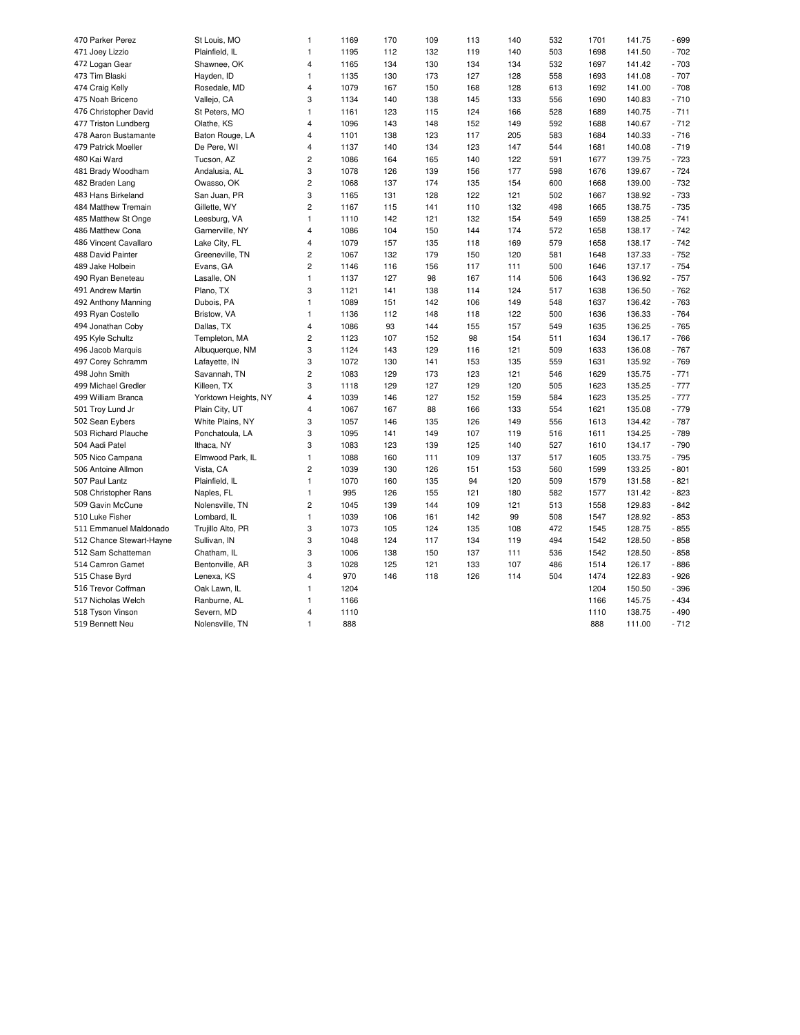| | | | | | | | | | | | | |
|---|---|---|---|---|---|---|---|---|---|---|---|---|
| 470 Parker Perez | St Louis, MO | 1 | 1169 | 170 | 109 | 113 | 140 | 532 | 1701 | 141.75 | - 699 |
| 471 Joey Lizzio | Plainfield, IL | 1 | 1195 | 112 | 132 | 119 | 140 | 503 | 1698 | 141.50 | - 702 |
| 472 Logan Gear | Shawnee, OK | 4 | 1165 | 134 | 130 | 134 | 134 | 532 | 1697 | 141.42 | - 703 |
| 473 Tim Blaski | Hayden, ID | 1 | 1135 | 130 | 173 | 127 | 128 | 558 | 1693 | 141.08 | - 707 |
| 474 Craig Kelly | Rosedale, MD | 4 | 1079 | 167 | 150 | 168 | 128 | 613 | 1692 | 141.00 | - 708 |
| 475 Noah Briceno | Vallejo, CA | 3 | 1134 | 140 | 138 | 145 | 133 | 556 | 1690 | 140.83 | - 710 |
| 476 Christopher David | St Peters, MO | 1 | 1161 | 123 | 115 | 124 | 166 | 528 | 1689 | 140.75 | - 711 |
| 477 Triston Lundberg | Olathe, KS | 4 | 1096 | 143 | 148 | 152 | 149 | 592 | 1688 | 140.67 | - 712 |
| 478 Aaron Bustamante | Baton Rouge, LA | 4 | 1101 | 138 | 123 | 117 | 205 | 583 | 1684 | 140.33 | - 716 |
| 479 Patrick Moeller | De Pere, WI | 4 | 1137 | 140 | 134 | 123 | 147 | 544 | 1681 | 140.08 | - 719 |
| 480 Kai Ward | Tucson, AZ | 2 | 1086 | 164 | 165 | 140 | 122 | 591 | 1677 | 139.75 | - 723 |
| 481 Brady Woodham | Andalusia, AL | 3 | 1078 | 126 | 139 | 156 | 177 | 598 | 1676 | 139.67 | - 724 |
| 482 Braden Lang | Owasso, OK | 2 | 1068 | 137 | 174 | 135 | 154 | 600 | 1668 | 139.00 | - 732 |
| 483 Hans Birkeland | San Juan, PR | 3 | 1165 | 131 | 128 | 122 | 121 | 502 | 1667 | 138.92 | - 733 |
| 484 Matthew Tremain | Gillette, WY | 2 | 1167 | 115 | 141 | 110 | 132 | 498 | 1665 | 138.75 | - 735 |
| 485 Matthew St Onge | Leesburg, VA | 1 | 1110 | 142 | 121 | 132 | 154 | 549 | 1659 | 138.25 | - 741 |
| 486 Matthew Cona | Garnerville, NY | 4 | 1086 | 104 | 150 | 144 | 174 | 572 | 1658 | 138.17 | - 742 |
| 486 Vincent Cavallaro | Lake City, FL | 4 | 1079 | 157 | 135 | 118 | 169 | 579 | 1658 | 138.17 | - 742 |
| 488 David Painter | Greeneville, TN | 2 | 1067 | 132 | 179 | 150 | 120 | 581 | 1648 | 137.33 | - 752 |
| 489 Jake Holbein | Evans, GA | 2 | 1146 | 116 | 156 | 117 | 111 | 500 | 1646 | 137.17 | - 754 |
| 490 Ryan Beneteau | Lasalle, ON | 1 | 1137 | 127 | 98 | 167 | 114 | 506 | 1643 | 136.92 | - 757 |
| 491 Andrew Martin | Plano, TX | 3 | 1121 | 141 | 138 | 114 | 124 | 517 | 1638 | 136.50 | - 762 |
| 492 Anthony Manning | Dubois, PA | 1 | 1089 | 151 | 142 | 106 | 149 | 548 | 1637 | 136.42 | - 763 |
| 493 Ryan Costello | Bristow, VA | 1 | 1136 | 112 | 148 | 118 | 122 | 500 | 1636 | 136.33 | - 764 |
| 494 Jonathan Coby | Dallas, TX | 4 | 1086 | 93 | 144 | 155 | 157 | 549 | 1635 | 136.25 | - 765 |
| 495 Kyle Schultz | Templeton, MA | 2 | 1123 | 107 | 152 | 98 | 154 | 511 | 1634 | 136.17 | - 766 |
| 496 Jacob Marquis | Albuquerque, NM | 3 | 1124 | 143 | 129 | 116 | 121 | 509 | 1633 | 136.08 | - 767 |
| 497 Corey Schramm | Lafayette, IN | 3 | 1072 | 130 | 141 | 153 | 135 | 559 | 1631 | 135.92 | - 769 |
| 498 John Smith | Savannah, TN | 2 | 1083 | 129 | 173 | 123 | 121 | 546 | 1629 | 135.75 | - 771 |
| 499 Michael Gredler | Killeen, TX | 3 | 1118 | 129 | 127 | 129 | 120 | 505 | 1623 | 135.25 | - 777 |
| 499 William Branca | Yorktown Heights, NY | 4 | 1039 | 146 | 127 | 152 | 159 | 584 | 1623 | 135.25 | - 777 |
| 501 Troy Lund Jr | Plain City, UT | 4 | 1067 | 167 | 88 | 166 | 133 | 554 | 1621 | 135.08 | - 779 |
| 502 Sean Eybers | White Plains, NY | 3 | 1057 | 146 | 135 | 126 | 149 | 556 | 1613 | 134.42 | - 787 |
| 503 Richard Plauche | Ponchatoula, LA | 3 | 1095 | 141 | 149 | 107 | 119 | 516 | 1611 | 134.25 | - 789 |
| 504 Aadi Patel | Ithaca, NY | 3 | 1083 | 123 | 139 | 125 | 140 | 527 | 1610 | 134.17 | - 790 |
| 505 Nico Campana | Elmwood Park, IL | 1 | 1088 | 160 | 111 | 109 | 137 | 517 | 1605 | 133.75 | - 795 |
| 506 Antoine Allmon | Vista, CA | 2 | 1039 | 130 | 126 | 151 | 153 | 560 | 1599 | 133.25 | - 801 |
| 507 Paul Lantz | Plainfield, IL | 1 | 1070 | 160 | 135 | 94 | 120 | 509 | 1579 | 131.58 | - 821 |
| 508 Christopher Rans | Naples, FL | 1 | 995 | 126 | 155 | 121 | 180 | 582 | 1577 | 131.42 | - 823 |
| 509 Gavin McCune | Nolensville, TN | 2 | 1045 | 139 | 144 | 109 | 121 | 513 | 1558 | 129.83 | - 842 |
| 510 Luke Fisher | Lombard, IL | 1 | 1039 | 106 | 161 | 142 | 99 | 508 | 1547 | 128.92 | - 853 |
| 511 Emmanuel Maldonado | Trujillo Alto, PR | 3 | 1073 | 105 | 124 | 135 | 108 | 472 | 1545 | 128.75 | - 855 |
| 512 Chance Stewart-Hayne | Sullivan, IN | 3 | 1048 | 124 | 117 | 134 | 119 | 494 | 1542 | 128.50 | - 858 |
| 512 Sam Schatteman | Chatham, IL | 3 | 1006 | 138 | 150 | 137 | 111 | 536 | 1542 | 128.50 | - 858 |
| 514 Camron Gamet | Bentonville, AR | 3 | 1028 | 125 | 121 | 133 | 107 | 486 | 1514 | 126.17 | - 886 |
| 515 Chase Byrd | Lenexa, KS | 4 | 970 | 146 | 118 | 126 | 114 | 504 | 1474 | 122.83 | - 926 |
| 516 Trevor Coffman | Oak Lawn, IL | 1 | 1204 | | | | | | 1204 | 150.50 | - 396 |
| 517 Nicholas Welch | Ranburne, AL | 1 | 1166 | | | | | | 1166 | 145.75 | - 434 |
| 518 Tyson Vinson | Severn, MD | 4 | 1110 | | | | | | 1110 | 138.75 | - 490 |
| 519 Bennett Neu | Nolensville, TN | 1 | 888 | | | | | | 888 | 111.00 | - 712 |